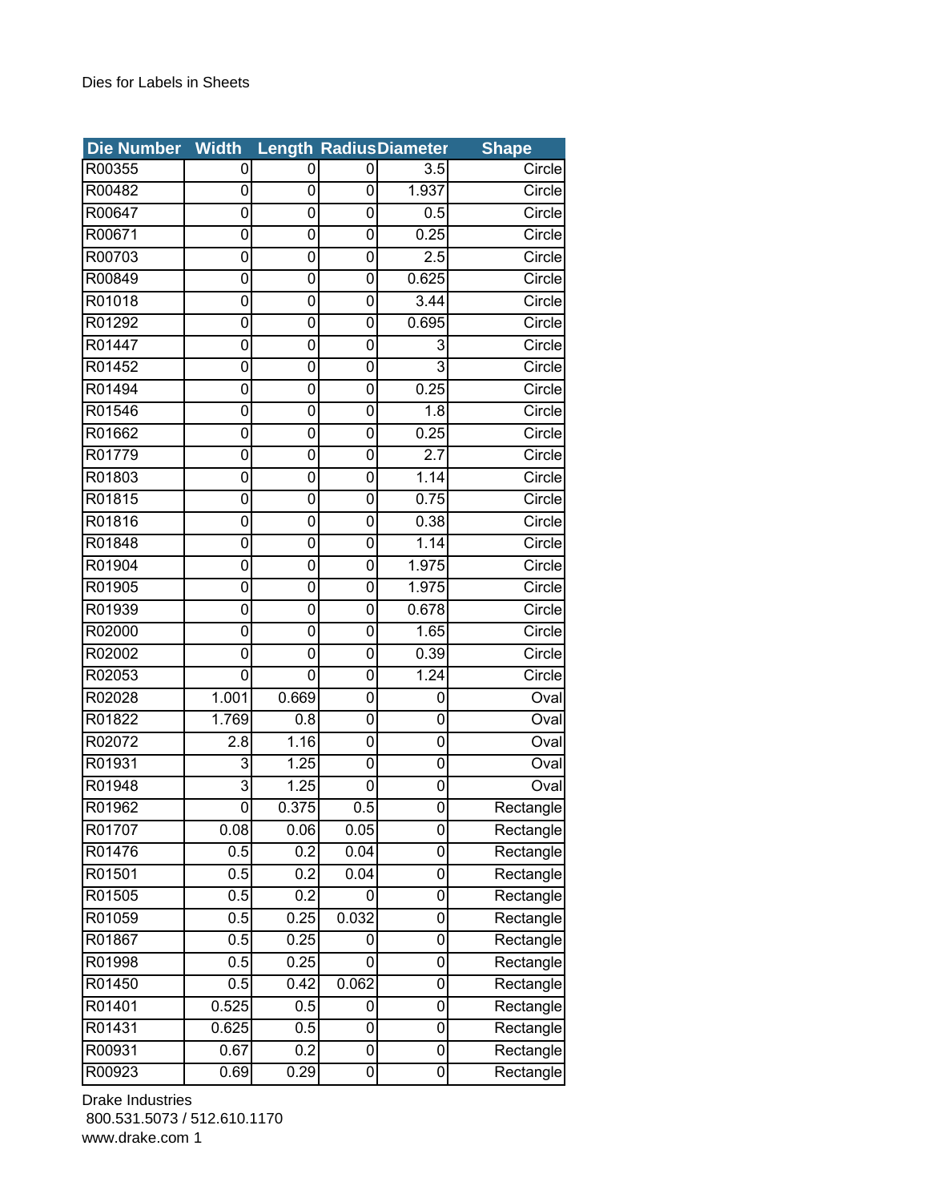Dies for Labels in Sheets

| Die Number | Width | Length | Radius | Diameter | Shape |
|---|---|---|---|---|---|
| R00355 | 0 | 0 | 0 | 3.5 | Circle |
| R00482 | 0 | 0 | 0 | 1.937 | Circle |
| R00647 | 0 | 0 | 0 | 0.5 | Circle |
| R00671 | 0 | 0 | 0 | 0.25 | Circle |
| R00703 | 0 | 0 | 0 | 2.5 | Circle |
| R00849 | 0 | 0 | 0 | 0.625 | Circle |
| R01018 | 0 | 0 | 0 | 3.44 | Circle |
| R01292 | 0 | 0 | 0 | 0.695 | Circle |
| R01447 | 0 | 0 | 0 | 3 | Circle |
| R01452 | 0 | 0 | 0 | 3 | Circle |
| R01494 | 0 | 0 | 0 | 0.25 | Circle |
| R01546 | 0 | 0 | 0 | 1.8 | Circle |
| R01662 | 0 | 0 | 0 | 0.25 | Circle |
| R01779 | 0 | 0 | 0 | 2.7 | Circle |
| R01803 | 0 | 0 | 0 | 1.14 | Circle |
| R01815 | 0 | 0 | 0 | 0.75 | Circle |
| R01816 | 0 | 0 | 0 | 0.38 | Circle |
| R01848 | 0 | 0 | 0 | 1.14 | Circle |
| R01904 | 0 | 0 | 0 | 1.975 | Circle |
| R01905 | 0 | 0 | 0 | 1.975 | Circle |
| R01939 | 0 | 0 | 0 | 0.678 | Circle |
| R02000 | 0 | 0 | 0 | 1.65 | Circle |
| R02002 | 0 | 0 | 0 | 0.39 | Circle |
| R02053 | 0 | 0 | 0 | 1.24 | Circle |
| R02028 | 1.001 | 0.669 | 0 | 0 | Oval |
| R01822 | 1.769 | 0.8 | 0 | 0 | Oval |
| R02072 | 2.8 | 1.16 | 0 | 0 | Oval |
| R01931 | 3 | 1.25 | 0 | 0 | Oval |
| R01948 | 3 | 1.25 | 0 | 0 | Oval |
| R01962 | 0 | 0.375 | 0.5 | 0 | Rectangle |
| R01707 | 0.08 | 0.06 | 0.05 | 0 | Rectangle |
| R01476 | 0.5 | 0.2 | 0.04 | 0 | Rectangle |
| R01501 | 0.5 | 0.2 | 0.04 | 0 | Rectangle |
| R01505 | 0.5 | 0.2 | 0 | 0 | Rectangle |
| R01059 | 0.5 | 0.25 | 0.032 | 0 | Rectangle |
| R01867 | 0.5 | 0.25 | 0 | 0 | Rectangle |
| R01998 | 0.5 | 0.25 | 0 | 0 | Rectangle |
| R01450 | 0.5 | 0.42 | 0.062 | 0 | Rectangle |
| R01401 | 0.525 | 0.5 | 0 | 0 | Rectangle |
| R01431 | 0.625 | 0.5 | 0 | 0 | Rectangle |
| R00931 | 0.67 | 0.2 | 0 | 0 | Rectangle |
| R00923 | 0.69 | 0.29 | 0 | 0 | Rectangle |

Drake Industries
800.531.5073 / 512.610.1170
www.drake.com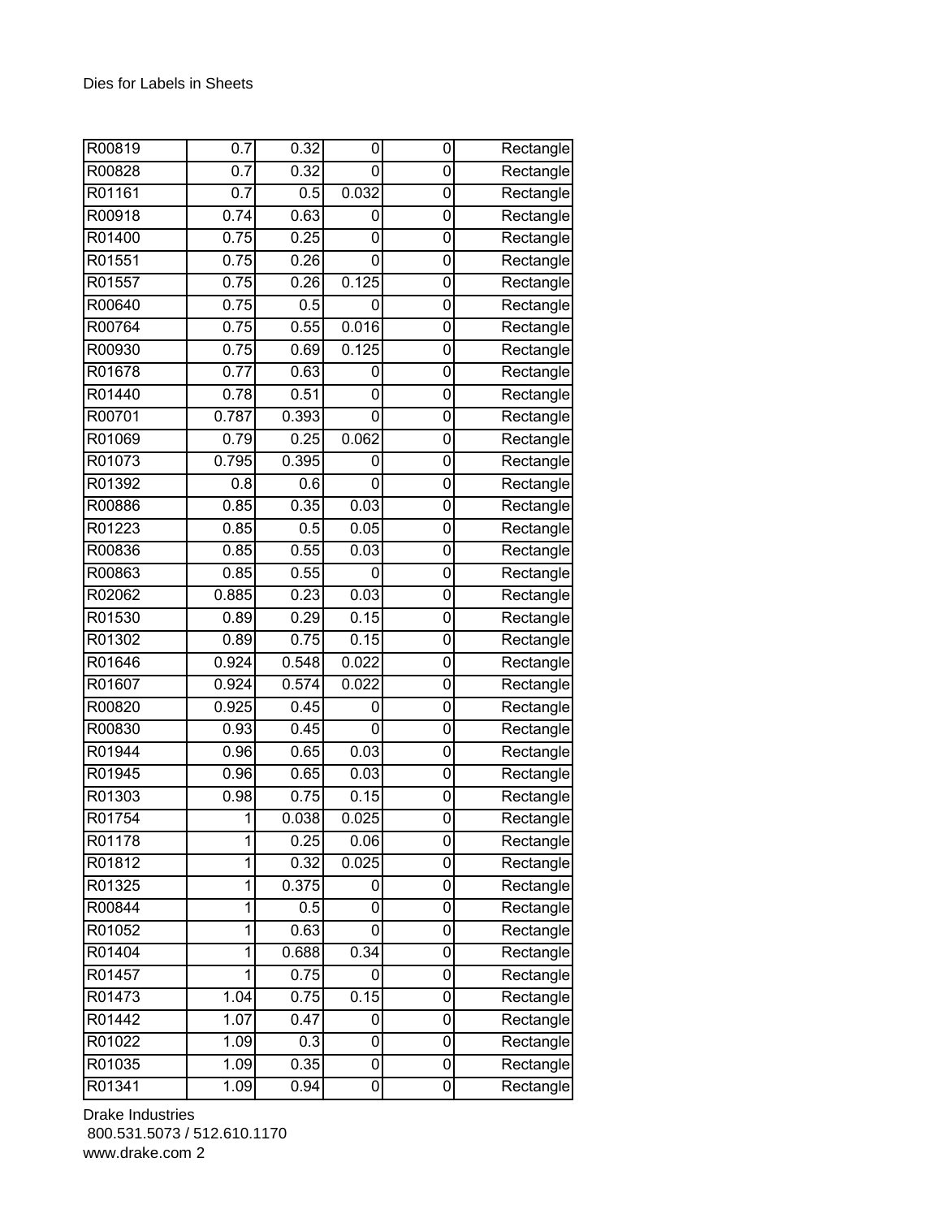| | | | | | |
|---|---|---|---|---|---|
| R00819 | 0.7 | 0.32 | 0 | 0 | Rectangle |
| R00828 | 0.7 | 0.32 | 0 | 0 | Rectangle |
| R01161 | 0.7 | 0.5 | 0.032 | 0 | Rectangle |
| R00918 | 0.74 | 0.63 | 0 | 0 | Rectangle |
| R01400 | 0.75 | 0.25 | 0 | 0 | Rectangle |
| R01551 | 0.75 | 0.26 | 0 | 0 | Rectangle |
| R01557 | 0.75 | 0.26 | 0.125 | 0 | Rectangle |
| R00640 | 0.75 | 0.5 | 0 | 0 | Rectangle |
| R00764 | 0.75 | 0.55 | 0.016 | 0 | Rectangle |
| R00930 | 0.75 | 0.69 | 0.125 | 0 | Rectangle |
| R01678 | 0.77 | 0.63 | 0 | 0 | Rectangle |
| R01440 | 0.78 | 0.51 | 0 | 0 | Rectangle |
| R00701 | 0.787 | 0.393 | 0 | 0 | Rectangle |
| R01069 | 0.79 | 0.25 | 0.062 | 0 | Rectangle |
| R01073 | 0.795 | 0.395 | 0 | 0 | Rectangle |
| R01392 | 0.8 | 0.6 | 0 | 0 | Rectangle |
| R00886 | 0.85 | 0.35 | 0.03 | 0 | Rectangle |
| R01223 | 0.85 | 0.5 | 0.05 | 0 | Rectangle |
| R00836 | 0.85 | 0.55 | 0.03 | 0 | Rectangle |
| R00863 | 0.85 | 0.55 | 0 | 0 | Rectangle |
| R02062 | 0.885 | 0.23 | 0.03 | 0 | Rectangle |
| R01530 | 0.89 | 0.29 | 0.15 | 0 | Rectangle |
| R01302 | 0.89 | 0.75 | 0.15 | 0 | Rectangle |
| R01646 | 0.924 | 0.548 | 0.022 | 0 | Rectangle |
| R01607 | 0.924 | 0.574 | 0.022 | 0 | Rectangle |
| R00820 | 0.925 | 0.45 | 0 | 0 | Rectangle |
| R00830 | 0.93 | 0.45 | 0 | 0 | Rectangle |
| R01944 | 0.96 | 0.65 | 0.03 | 0 | Rectangle |
| R01945 | 0.96 | 0.65 | 0.03 | 0 | Rectangle |
| R01303 | 0.98 | 0.75 | 0.15 | 0 | Rectangle |
| R01754 | 1 | 0.038 | 0.025 | 0 | Rectangle |
| R01178 | 1 | 0.25 | 0.06 | 0 | Rectangle |
| R01812 | 1 | 0.32 | 0.025 | 0 | Rectangle |
| R01325 | 1 | 0.375 | 0 | 0 | Rectangle |
| R00844 | 1 | 0.5 | 0 | 0 | Rectangle |
| R01052 | 1 | 0.63 | 0 | 0 | Rectangle |
| R01404 | 1 | 0.688 | 0.34 | 0 | Rectangle |
| R01457 | 1 | 0.75 | 0 | 0 | Rectangle |
| R01473 | 1.04 | 0.75 | 0.15 | 0 | Rectangle |
| R01442 | 1.07 | 0.47 | 0 | 0 | Rectangle |
| R01022 | 1.09 | 0.3 | 0 | 0 | Rectangle |
| R01035 | 1.09 | 0.35 | 0 | 0 | Rectangle |
| R01341 | 1.09 | 0.94 | 0 | 0 | Rectangle |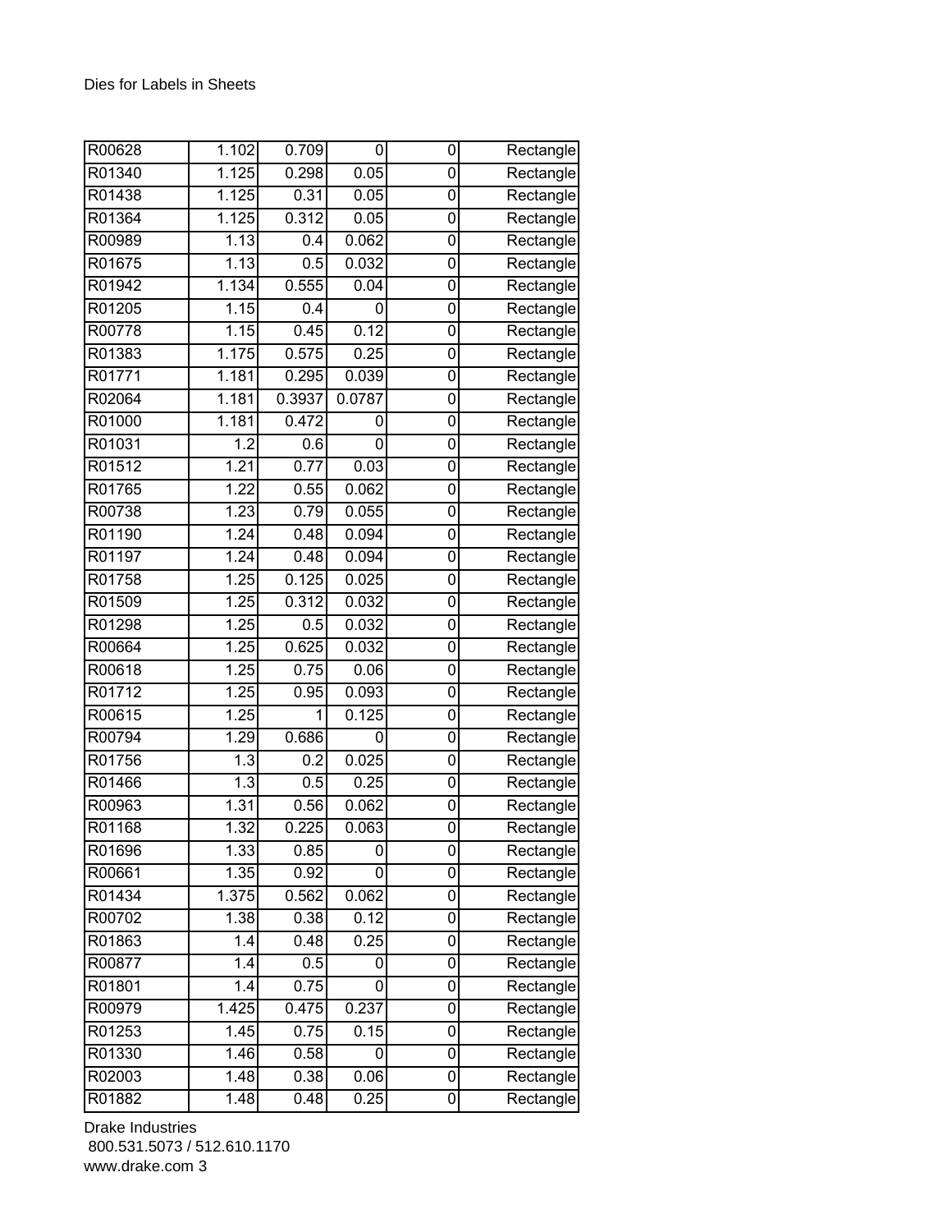Dies for Labels in Sheets

| | | | | | |
|---|---|---|---|---|---|
| R00628 | 1.102 | 0.709 | 0 | 0 | Rectangle |
| R01340 | 1.125 | 0.298 | 0.05 | 0 | Rectangle |
| R01438 | 1.125 | 0.31 | 0.05 | 0 | Rectangle |
| R01364 | 1.125 | 0.312 | 0.05 | 0 | Rectangle |
| R00989 | 1.13 | 0.4 | 0.062 | 0 | Rectangle |
| R01675 | 1.13 | 0.5 | 0.032 | 0 | Rectangle |
| R01942 | 1.134 | 0.555 | 0.04 | 0 | Rectangle |
| R01205 | 1.15 | 0.4 | 0 | 0 | Rectangle |
| R00778 | 1.15 | 0.45 | 0.12 | 0 | Rectangle |
| R01383 | 1.175 | 0.575 | 0.25 | 0 | Rectangle |
| R01771 | 1.181 | 0.295 | 0.039 | 0 | Rectangle |
| R02064 | 1.181 | 0.3937 | 0.0787 | 0 | Rectangle |
| R01000 | 1.181 | 0.472 | 0 | 0 | Rectangle |
| R01031 | 1.2 | 0.6 | 0 | 0 | Rectangle |
| R01512 | 1.21 | 0.77 | 0.03 | 0 | Rectangle |
| R01765 | 1.22 | 0.55 | 0.062 | 0 | Rectangle |
| R00738 | 1.23 | 0.79 | 0.055 | 0 | Rectangle |
| R01190 | 1.24 | 0.48 | 0.094 | 0 | Rectangle |
| R01197 | 1.24 | 0.48 | 0.094 | 0 | Rectangle |
| R01758 | 1.25 | 0.125 | 0.025 | 0 | Rectangle |
| R01509 | 1.25 | 0.312 | 0.032 | 0 | Rectangle |
| R01298 | 1.25 | 0.5 | 0.032 | 0 | Rectangle |
| R00664 | 1.25 | 0.625 | 0.032 | 0 | Rectangle |
| R00618 | 1.25 | 0.75 | 0.06 | 0 | Rectangle |
| R01712 | 1.25 | 0.95 | 0.093 | 0 | Rectangle |
| R00615 | 1.25 | 1 | 0.125 | 0 | Rectangle |
| R00794 | 1.29 | 0.686 | 0 | 0 | Rectangle |
| R01756 | 1.3 | 0.2 | 0.025 | 0 | Rectangle |
| R01466 | 1.3 | 0.5 | 0.25 | 0 | Rectangle |
| R00963 | 1.31 | 0.56 | 0.062 | 0 | Rectangle |
| R01168 | 1.32 | 0.225 | 0.063 | 0 | Rectangle |
| R01696 | 1.33 | 0.85 | 0 | 0 | Rectangle |
| R00661 | 1.35 | 0.92 | 0 | 0 | Rectangle |
| R01434 | 1.375 | 0.562 | 0.062 | 0 | Rectangle |
| R00702 | 1.38 | 0.38 | 0.12 | 0 | Rectangle |
| R01863 | 1.4 | 0.48 | 0.25 | 0 | Rectangle |
| R00877 | 1.4 | 0.5 | 0 | 0 | Rectangle |
| R01801 | 1.4 | 0.75 | 0 | 0 | Rectangle |
| R00979 | 1.425 | 0.475 | 0.237 | 0 | Rectangle |
| R01253 | 1.45 | 0.75 | 0.15 | 0 | Rectangle |
| R01330 | 1.46 | 0.58 | 0 | 0 | Rectangle |
| R02003 | 1.48 | 0.38 | 0.06 | 0 | Rectangle |
| R01882 | 1.48 | 0.48 | 0.25 | 0 | Rectangle |

Drake Industries
800.531.5073 / 512.610.1170
www.drake.com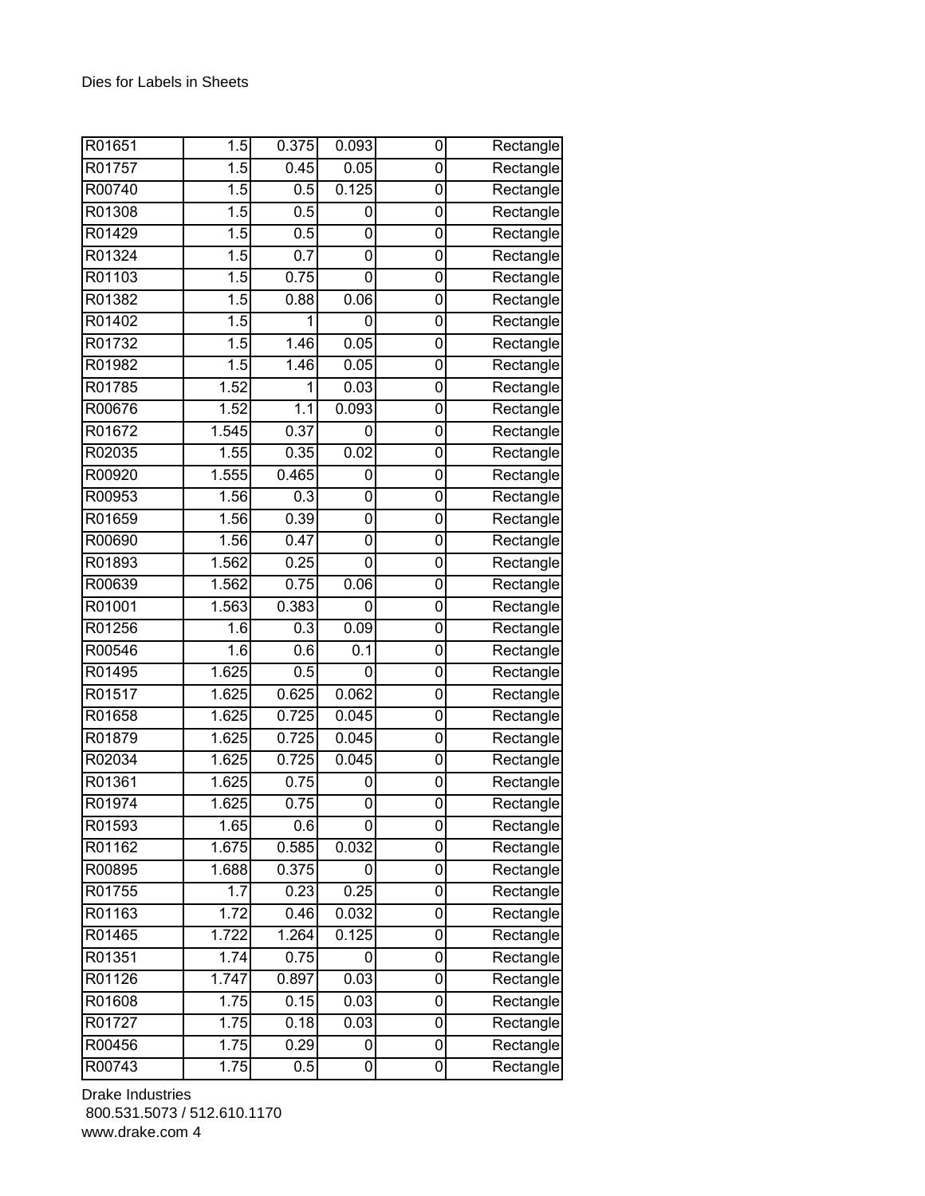Dies for Labels in Sheets

| | | | | | |
|---|---|---|---|---|---|
| R01651 | 1.5 | 0.375 | 0.093 | 0 | Rectangle |
| R01757 | 1.5 | 0.45 | 0.05 | 0 | Rectangle |
| R00740 | 1.5 | 0.5 | 0.125 | 0 | Rectangle |
| R01308 | 1.5 | 0.5 | 0 | 0 | Rectangle |
| R01429 | 1.5 | 0.5 | 0 | 0 | Rectangle |
| R01324 | 1.5 | 0.7 | 0 | 0 | Rectangle |
| R01103 | 1.5 | 0.75 | 0 | 0 | Rectangle |
| R01382 | 1.5 | 0.88 | 0.06 | 0 | Rectangle |
| R01402 | 1.5 | 1 | 0 | 0 | Rectangle |
| R01732 | 1.5 | 1.46 | 0.05 | 0 | Rectangle |
| R01982 | 1.5 | 1.46 | 0.05 | 0 | Rectangle |
| R01785 | 1.52 | 1 | 0.03 | 0 | Rectangle |
| R00676 | 1.52 | 1.1 | 0.093 | 0 | Rectangle |
| R01672 | 1.545 | 0.37 | 0 | 0 | Rectangle |
| R02035 | 1.55 | 0.35 | 0.02 | 0 | Rectangle |
| R00920 | 1.555 | 0.465 | 0 | 0 | Rectangle |
| R00953 | 1.56 | 0.3 | 0 | 0 | Rectangle |
| R01659 | 1.56 | 0.39 | 0 | 0 | Rectangle |
| R00690 | 1.56 | 0.47 | 0 | 0 | Rectangle |
| R01893 | 1.562 | 0.25 | 0 | 0 | Rectangle |
| R00639 | 1.562 | 0.75 | 0.06 | 0 | Rectangle |
| R01001 | 1.563 | 0.383 | 0 | 0 | Rectangle |
| R01256 | 1.6 | 0.3 | 0.09 | 0 | Rectangle |
| R00546 | 1.6 | 0.6 | 0.1 | 0 | Rectangle |
| R01495 | 1.625 | 0.5 | 0 | 0 | Rectangle |
| R01517 | 1.625 | 0.625 | 0.062 | 0 | Rectangle |
| R01658 | 1.625 | 0.725 | 0.045 | 0 | Rectangle |
| R01879 | 1.625 | 0.725 | 0.045 | 0 | Rectangle |
| R02034 | 1.625 | 0.725 | 0.045 | 0 | Rectangle |
| R01361 | 1.625 | 0.75 | 0 | 0 | Rectangle |
| R01974 | 1.625 | 0.75 | 0 | 0 | Rectangle |
| R01593 | 1.65 | 0.6 | 0 | 0 | Rectangle |
| R01162 | 1.675 | 0.585 | 0.032 | 0 | Rectangle |
| R00895 | 1.688 | 0.375 | 0 | 0 | Rectangle |
| R01755 | 1.7 | 0.23 | 0.25 | 0 | Rectangle |
| R01163 | 1.72 | 0.46 | 0.032 | 0 | Rectangle |
| R01465 | 1.722 | 1.264 | 0.125 | 0 | Rectangle |
| R01351 | 1.74 | 0.75 | 0 | 0 | Rectangle |
| R01126 | 1.747 | 0.897 | 0.03 | 0 | Rectangle |
| R01608 | 1.75 | 0.15 | 0.03 | 0 | Rectangle |
| R01727 | 1.75 | 0.18 | 0.03 | 0 | Rectangle |
| R00456 | 1.75 | 0.29 | 0 | 0 | Rectangle |
| R00743 | 1.75 | 0.5 | 0 | 0 | Rectangle |

Drake Industries
800.531.5073 / 512.610.1170
www.drake.com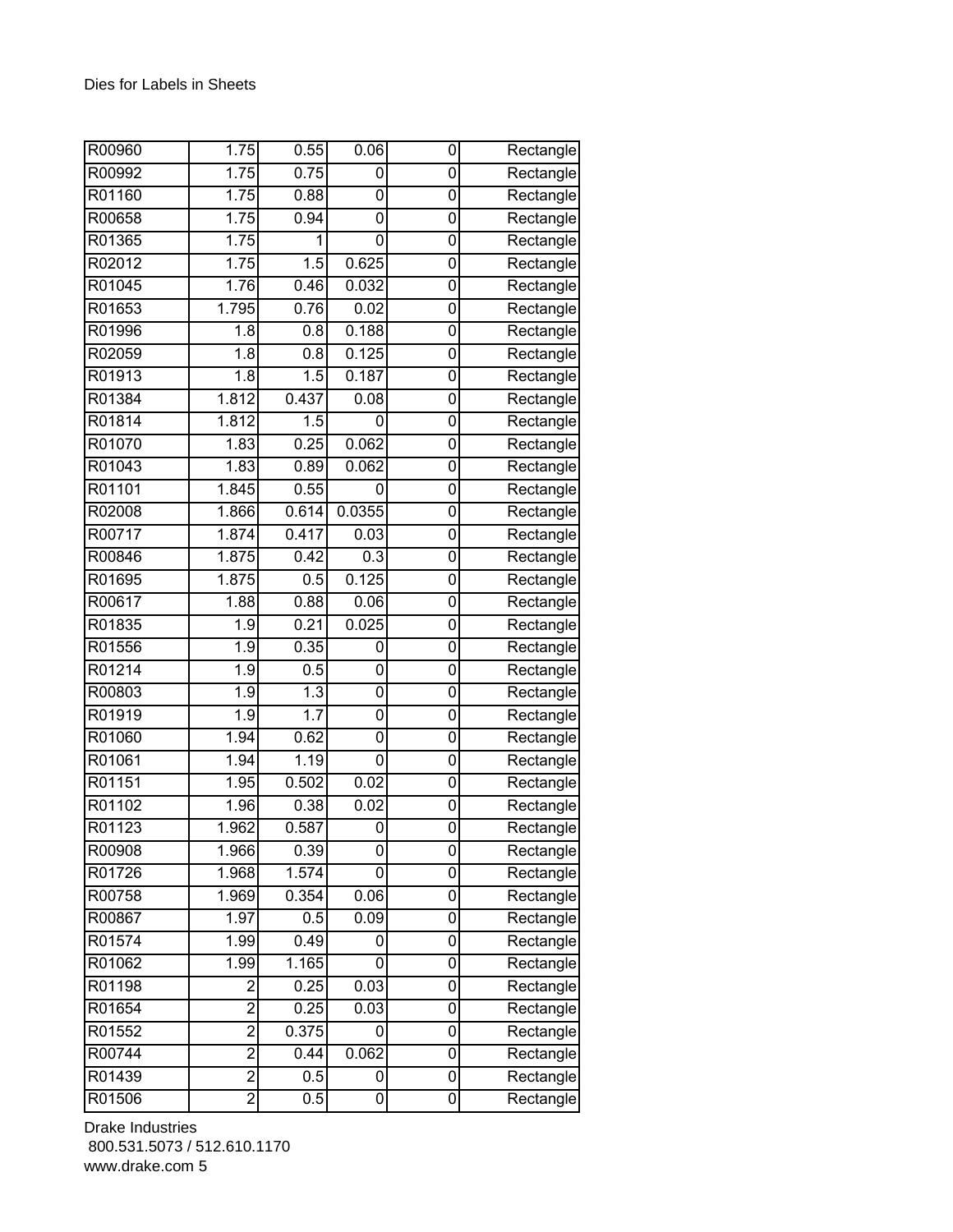| | | | | | |
|---|---|---|---|---|---|
| R00960 | 1.75 | 0.55 | 0.06 | 0 | Rectangle |
| R00992 | 1.75 | 0.75 | 0 | 0 | Rectangle |
| R01160 | 1.75 | 0.88 | 0 | 0 | Rectangle |
| R00658 | 1.75 | 0.94 | 0 | 0 | Rectangle |
| R01365 | 1.75 | 1 | 0 | 0 | Rectangle |
| R02012 | 1.75 | 1.5 | 0.625 | 0 | Rectangle |
| R01045 | 1.76 | 0.46 | 0.032 | 0 | Rectangle |
| R01653 | 1.795 | 0.76 | 0.02 | 0 | Rectangle |
| R01996 | 1.8 | 0.8 | 0.188 | 0 | Rectangle |
| R02059 | 1.8 | 0.8 | 0.125 | 0 | Rectangle |
| R01913 | 1.8 | 1.5 | 0.187 | 0 | Rectangle |
| R01384 | 1.812 | 0.437 | 0.08 | 0 | Rectangle |
| R01814 | 1.812 | 1.5 | 0 | 0 | Rectangle |
| R01070 | 1.83 | 0.25 | 0.062 | 0 | Rectangle |
| R01043 | 1.83 | 0.89 | 0.062 | 0 | Rectangle |
| R01101 | 1.845 | 0.55 | 0 | 0 | Rectangle |
| R02008 | 1.866 | 0.614 | 0.0355 | 0 | Rectangle |
| R00717 | 1.874 | 0.417 | 0.03 | 0 | Rectangle |
| R00846 | 1.875 | 0.42 | 0.3 | 0 | Rectangle |
| R01695 | 1.875 | 0.5 | 0.125 | 0 | Rectangle |
| R00617 | 1.88 | 0.88 | 0.06 | 0 | Rectangle |
| R01835 | 1.9 | 0.21 | 0.025 | 0 | Rectangle |
| R01556 | 1.9 | 0.35 | 0 | 0 | Rectangle |
| R01214 | 1.9 | 0.5 | 0 | 0 | Rectangle |
| R00803 | 1.9 | 1.3 | 0 | 0 | Rectangle |
| R01919 | 1.9 | 1.7 | 0 | 0 | Rectangle |
| R01060 | 1.94 | 0.62 | 0 | 0 | Rectangle |
| R01061 | 1.94 | 1.19 | 0 | 0 | Rectangle |
| R01151 | 1.95 | 0.502 | 0.02 | 0 | Rectangle |
| R01102 | 1.96 | 0.38 | 0.02 | 0 | Rectangle |
| R01123 | 1.962 | 0.587 | 0 | 0 | Rectangle |
| R00908 | 1.966 | 0.39 | 0 | 0 | Rectangle |
| R01726 | 1.968 | 1.574 | 0 | 0 | Rectangle |
| R00758 | 1.969 | 0.354 | 0.06 | 0 | Rectangle |
| R00867 | 1.97 | 0.5 | 0.09 | 0 | Rectangle |
| R01574 | 1.99 | 0.49 | 0 | 0 | Rectangle |
| R01062 | 1.99 | 1.165 | 0 | 0 | Rectangle |
| R01198 | 2 | 0.25 | 0.03 | 0 | Rectangle |
| R01654 | 2 | 0.25 | 0.03 | 0 | Rectangle |
| R01552 | 2 | 0.375 | 0 | 0 | Rectangle |
| R00744 | 2 | 0.44 | 0.062 | 0 | Rectangle |
| R01439 | 2 | 0.5 | 0 | 0 | Rectangle |
| R01506 | 2 | 0.5 | 0 | 0 | Rectangle |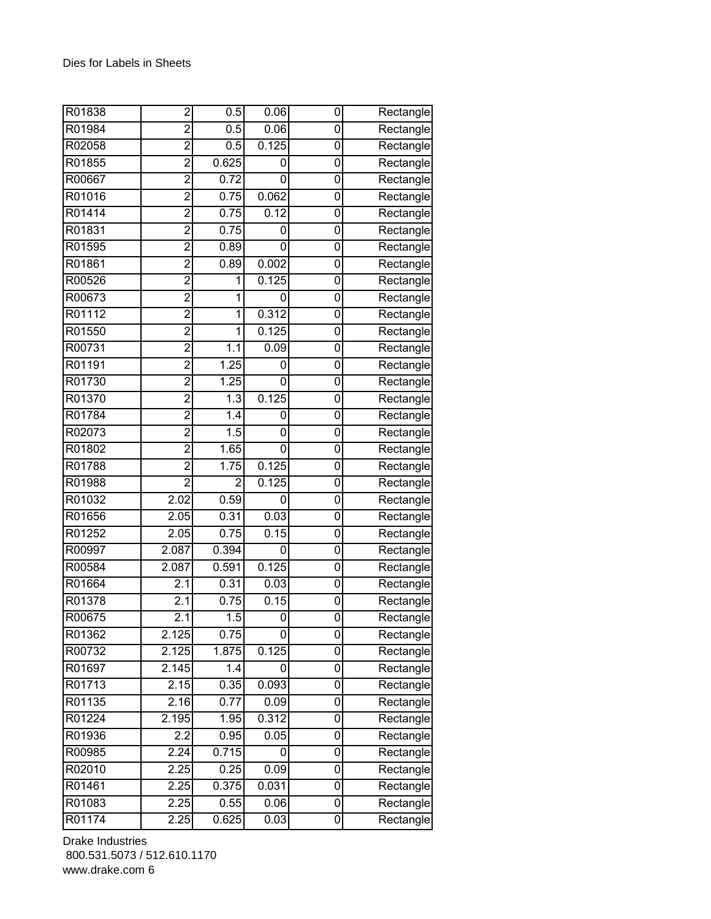Dies for Labels in Sheets

| | | | | | |
|---|---|---|---|---|---|
| R01838 | 2 | 0.5 | 0.06 | 0 | Rectangle |
| R01984 | 2 | 0.5 | 0.06 | 0 | Rectangle |
| R02058 | 2 | 0.5 | 0.125 | 0 | Rectangle |
| R01855 | 2 | 0.625 | 0 | 0 | Rectangle |
| R00667 | 2 | 0.72 | 0 | 0 | Rectangle |
| R01016 | 2 | 0.75 | 0.062 | 0 | Rectangle |
| R01414 | 2 | 0.75 | 0.12 | 0 | Rectangle |
| R01831 | 2 | 0.75 | 0 | 0 | Rectangle |
| R01595 | 2 | 0.89 | 0 | 0 | Rectangle |
| R01861 | 2 | 0.89 | 0.002 | 0 | Rectangle |
| R00526 | 2 | 1 | 0.125 | 0 | Rectangle |
| R00673 | 2 | 1 | 0 | 0 | Rectangle |
| R01112 | 2 | 1 | 0.312 | 0 | Rectangle |
| R01550 | 2 | 1 | 0.125 | 0 | Rectangle |
| R00731 | 2 | 1.1 | 0.09 | 0 | Rectangle |
| R01191 | 2 | 1.25 | 0 | 0 | Rectangle |
| R01730 | 2 | 1.25 | 0 | 0 | Rectangle |
| R01370 | 2 | 1.3 | 0.125 | 0 | Rectangle |
| R01784 | 2 | 1.4 | 0 | 0 | Rectangle |
| R02073 | 2 | 1.5 | 0 | 0 | Rectangle |
| R01802 | 2 | 1.65 | 0 | 0 | Rectangle |
| R01788 | 2 | 1.75 | 0.125 | 0 | Rectangle |
| R01988 | 2 | 2 | 0.125 | 0 | Rectangle |
| R01032 | 2.02 | 0.59 | 0 | 0 | Rectangle |
| R01656 | 2.05 | 0.31 | 0.03 | 0 | Rectangle |
| R01252 | 2.05 | 0.75 | 0.15 | 0 | Rectangle |
| R00997 | 2.087 | 0.394 | 0 | 0 | Rectangle |
| R00584 | 2.087 | 0.591 | 0.125 | 0 | Rectangle |
| R01664 | 2.1 | 0.31 | 0.03 | 0 | Rectangle |
| R01378 | 2.1 | 0.75 | 0.15 | 0 | Rectangle |
| R00675 | 2.1 | 1.5 | 0 | 0 | Rectangle |
| R01362 | 2.125 | 0.75 | 0 | 0 | Rectangle |
| R00732 | 2.125 | 1.875 | 0.125 | 0 | Rectangle |
| R01697 | 2.145 | 1.4 | 0 | 0 | Rectangle |
| R01713 | 2.15 | 0.35 | 0.093 | 0 | Rectangle |
| R01135 | 2.16 | 0.77 | 0.09 | 0 | Rectangle |
| R01224 | 2.195 | 1.95 | 0.312 | 0 | Rectangle |
| R01936 | 2.2 | 0.95 | 0.05 | 0 | Rectangle |
| R00985 | 2.24 | 0.715 | 0 | 0 | Rectangle |
| R02010 | 2.25 | 0.25 | 0.09 | 0 | Rectangle |
| R01461 | 2.25 | 0.375 | 0.031 | 0 | Rectangle |
| R01083 | 2.25 | 0.55 | 0.06 | 0 | Rectangle |
| R01174 | 2.25 | 0.625 | 0.03 | 0 | Rectangle |

Drake Industries
800.531.5073 / 512.610.1170
www.drake.com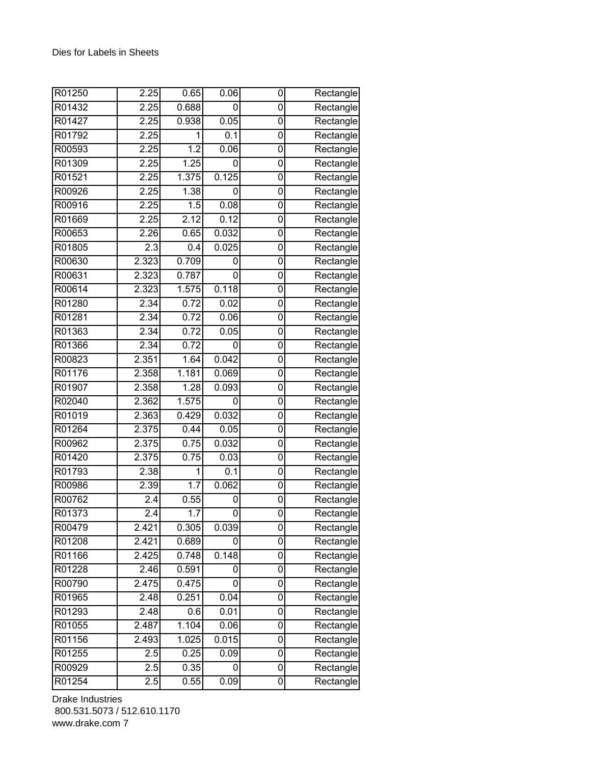| | | | | | |
|---|---|---|---|---|---|
| R01250 | 2.25 | 0.65 | 0.06 | 0 | Rectangle |
| R01432 | 2.25 | 0.688 | 0 | 0 | Rectangle |
| R01427 | 2.25 | 0.938 | 0.05 | 0 | Rectangle |
| R01792 | 2.25 | 1 | 0.1 | 0 | Rectangle |
| R00593 | 2.25 | 1.2 | 0.06 | 0 | Rectangle |
| R01309 | 2.25 | 1.25 | 0 | 0 | Rectangle |
| R01521 | 2.25 | 1.375 | 0.125 | 0 | Rectangle |
| R00926 | 2.25 | 1.38 | 0 | 0 | Rectangle |
| R00916 | 2.25 | 1.5 | 0.08 | 0 | Rectangle |
| R01669 | 2.25 | 2.12 | 0.12 | 0 | Rectangle |
| R00653 | 2.26 | 0.65 | 0.032 | 0 | Rectangle |
| R01805 | 2.3 | 0.4 | 0.025 | 0 | Rectangle |
| R00630 | 2.323 | 0.709 | 0 | 0 | Rectangle |
| R00631 | 2.323 | 0.787 | 0 | 0 | Rectangle |
| R00614 | 2.323 | 1.575 | 0.118 | 0 | Rectangle |
| R01280 | 2.34 | 0.72 | 0.02 | 0 | Rectangle |
| R01281 | 2.34 | 0.72 | 0.06 | 0 | Rectangle |
| R01363 | 2.34 | 0.72 | 0.05 | 0 | Rectangle |
| R01366 | 2.34 | 0.72 | 0 | 0 | Rectangle |
| R00823 | 2.351 | 1.64 | 0.042 | 0 | Rectangle |
| R01176 | 2.358 | 1.181 | 0.069 | 0 | Rectangle |
| R01907 | 2.358 | 1.28 | 0.093 | 0 | Rectangle |
| R02040 | 2.362 | 1.575 | 0 | 0 | Rectangle |
| R01019 | 2.363 | 0.429 | 0.032 | 0 | Rectangle |
| R01264 | 2.375 | 0.44 | 0.05 | 0 | Rectangle |
| R00962 | 2.375 | 0.75 | 0.032 | 0 | Rectangle |
| R01420 | 2.375 | 0.75 | 0.03 | 0 | Rectangle |
| R01793 | 2.38 | 1 | 0.1 | 0 | Rectangle |
| R00986 | 2.39 | 1.7 | 0.062 | 0 | Rectangle |
| R00762 | 2.4 | 0.55 | 0 | 0 | Rectangle |
| R01373 | 2.4 | 1.7 | 0 | 0 | Rectangle |
| R00479 | 2.421 | 0.305 | 0.039 | 0 | Rectangle |
| R01208 | 2.421 | 0.689 | 0 | 0 | Rectangle |
| R01166 | 2.425 | 0.748 | 0.148 | 0 | Rectangle |
| R01228 | 2.46 | 0.591 | 0 | 0 | Rectangle |
| R00790 | 2.475 | 0.475 | 0 | 0 | Rectangle |
| R01965 | 2.48 | 0.251 | 0.04 | 0 | Rectangle |
| R01293 | 2.48 | 0.6 | 0.01 | 0 | Rectangle |
| R01055 | 2.487 | 1.104 | 0.06 | 0 | Rectangle |
| R01156 | 2.493 | 1.025 | 0.015 | 0 | Rectangle |
| R01255 | 2.5 | 0.25 | 0.09 | 0 | Rectangle |
| R00929 | 2.5 | 0.35 | 0 | 0 | Rectangle |
| R01254 | 2.5 | 0.55 | 0.09 | 0 | Rectangle |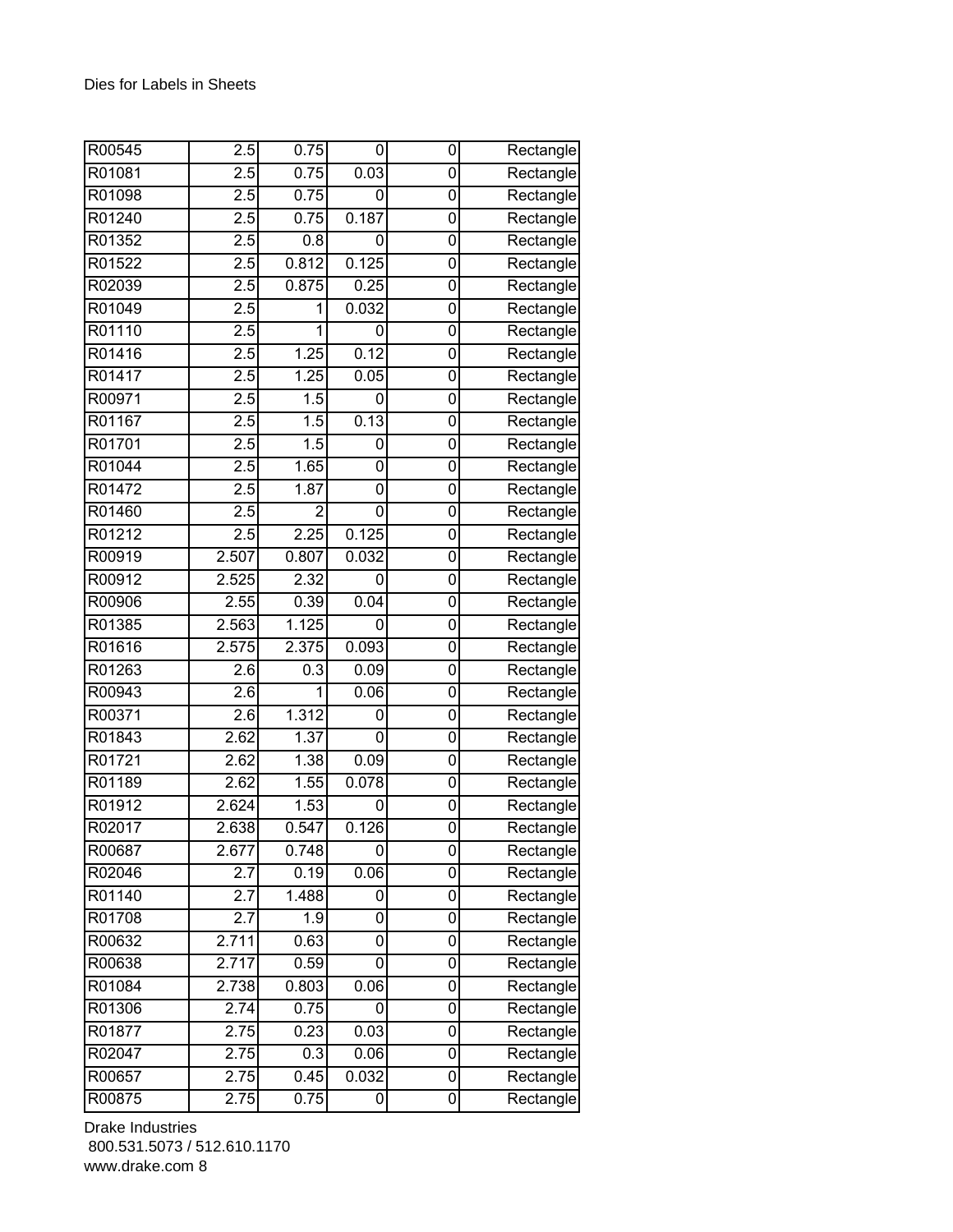Dies for Labels in Sheets

| | | | | | |
|---|---|---|---|---|---|
| R00545 | 2.5 | 0.75 | 0 | 0 | Rectangle |
| R01081 | 2.5 | 0.75 | 0.03 | 0 | Rectangle |
| R01098 | 2.5 | 0.75 | 0 | 0 | Rectangle |
| R01240 | 2.5 | 0.75 | 0.187 | 0 | Rectangle |
| R01352 | 2.5 | 0.8 | 0 | 0 | Rectangle |
| R01522 | 2.5 | 0.812 | 0.125 | 0 | Rectangle |
| R02039 | 2.5 | 0.875 | 0.25 | 0 | Rectangle |
| R01049 | 2.5 | 1 | 0.032 | 0 | Rectangle |
| R01110 | 2.5 | 1 | 0 | 0 | Rectangle |
| R01416 | 2.5 | 1.25 | 0.12 | 0 | Rectangle |
| R01417 | 2.5 | 1.25 | 0.05 | 0 | Rectangle |
| R00971 | 2.5 | 1.5 | 0 | 0 | Rectangle |
| R01167 | 2.5 | 1.5 | 0.13 | 0 | Rectangle |
| R01701 | 2.5 | 1.5 | 0 | 0 | Rectangle |
| R01044 | 2.5 | 1.65 | 0 | 0 | Rectangle |
| R01472 | 2.5 | 1.87 | 0 | 0 | Rectangle |
| R01460 | 2.5 | 2 | 0 | 0 | Rectangle |
| R01212 | 2.5 | 2.25 | 0.125 | 0 | Rectangle |
| R00919 | 2.507 | 0.807 | 0.032 | 0 | Rectangle |
| R00912 | 2.525 | 2.32 | 0 | 0 | Rectangle |
| R00906 | 2.55 | 0.39 | 0.04 | 0 | Rectangle |
| R01385 | 2.563 | 1.125 | 0 | 0 | Rectangle |
| R01616 | 2.575 | 2.375 | 0.093 | 0 | Rectangle |
| R01263 | 2.6 | 0.3 | 0.09 | 0 | Rectangle |
| R00943 | 2.6 | 1 | 0.06 | 0 | Rectangle |
| R00371 | 2.6 | 1.312 | 0 | 0 | Rectangle |
| R01843 | 2.62 | 1.37 | 0 | 0 | Rectangle |
| R01721 | 2.62 | 1.38 | 0.09 | 0 | Rectangle |
| R01189 | 2.62 | 1.55 | 0.078 | 0 | Rectangle |
| R01912 | 2.624 | 1.53 | 0 | 0 | Rectangle |
| R02017 | 2.638 | 0.547 | 0.126 | 0 | Rectangle |
| R00687 | 2.677 | 0.748 | 0 | 0 | Rectangle |
| R02046 | 2.7 | 0.19 | 0.06 | 0 | Rectangle |
| R01140 | 2.7 | 1.488 | 0 | 0 | Rectangle |
| R01708 | 2.7 | 1.9 | 0 | 0 | Rectangle |
| R00632 | 2.711 | 0.63 | 0 | 0 | Rectangle |
| R00638 | 2.717 | 0.59 | 0 | 0 | Rectangle |
| R01084 | 2.738 | 0.803 | 0.06 | 0 | Rectangle |
| R01306 | 2.74 | 0.75 | 0 | 0 | Rectangle |
| R01877 | 2.75 | 0.23 | 0.03 | 0 | Rectangle |
| R02047 | 2.75 | 0.3 | 0.06 | 0 | Rectangle |
| R00657 | 2.75 | 0.45 | 0.032 | 0 | Rectangle |
| R00875 | 2.75 | 0.75 | 0 | 0 | Rectangle |

Drake Industries
800.531.5073 / 512.610.1170
www.drake.com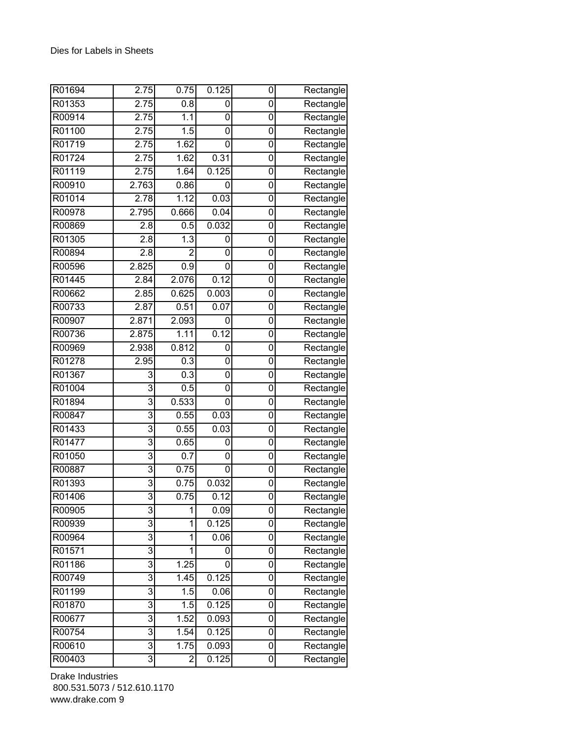Dies for Labels in Sheets

| | | | | | |
|---|---|---|---|---|---|
| R01694 | 2.75 | 0.75 | 0.125 | 0 | Rectangle |
| R01353 | 2.75 | 0.8 | 0 | 0 | Rectangle |
| R00914 | 2.75 | 1.1 | 0 | 0 | Rectangle |
| R01100 | 2.75 | 1.5 | 0 | 0 | Rectangle |
| R01719 | 2.75 | 1.62 | 0 | 0 | Rectangle |
| R01724 | 2.75 | 1.62 | 0.31 | 0 | Rectangle |
| R01119 | 2.75 | 1.64 | 0.125 | 0 | Rectangle |
| R00910 | 2.763 | 0.86 | 0 | 0 | Rectangle |
| R01014 | 2.78 | 1.12 | 0.03 | 0 | Rectangle |
| R00978 | 2.795 | 0.666 | 0.04 | 0 | Rectangle |
| R00869 | 2.8 | 0.5 | 0.032 | 0 | Rectangle |
| R01305 | 2.8 | 1.3 | 0 | 0 | Rectangle |
| R00894 | 2.8 | 2 | 0 | 0 | Rectangle |
| R00596 | 2.825 | 0.9 | 0 | 0 | Rectangle |
| R01445 | 2.84 | 2.076 | 0.12 | 0 | Rectangle |
| R00662 | 2.85 | 0.625 | 0.003 | 0 | Rectangle |
| R00733 | 2.87 | 0.51 | 0.07 | 0 | Rectangle |
| R00907 | 2.871 | 2.093 | 0 | 0 | Rectangle |
| R00736 | 2.875 | 1.11 | 0.12 | 0 | Rectangle |
| R00969 | 2.938 | 0.812 | 0 | 0 | Rectangle |
| R01278 | 2.95 | 0.3 | 0 | 0 | Rectangle |
| R01367 | 3 | 0.3 | 0 | 0 | Rectangle |
| R01004 | 3 | 0.5 | 0 | 0 | Rectangle |
| R01894 | 3 | 0.533 | 0 | 0 | Rectangle |
| R00847 | 3 | 0.55 | 0.03 | 0 | Rectangle |
| R01433 | 3 | 0.55 | 0.03 | 0 | Rectangle |
| R01477 | 3 | 0.65 | 0 | 0 | Rectangle |
| R01050 | 3 | 0.7 | 0 | 0 | Rectangle |
| R00887 | 3 | 0.75 | 0 | 0 | Rectangle |
| R01393 | 3 | 0.75 | 0.032 | 0 | Rectangle |
| R01406 | 3 | 0.75 | 0.12 | 0 | Rectangle |
| R00905 | 3 | 1 | 0.09 | 0 | Rectangle |
| R00939 | 3 | 1 | 0.125 | 0 | Rectangle |
| R00964 | 3 | 1 | 0.06 | 0 | Rectangle |
| R01571 | 3 | 1 | 0 | 0 | Rectangle |
| R01186 | 3 | 1.25 | 0 | 0 | Rectangle |
| R00749 | 3 | 1.45 | 0.125 | 0 | Rectangle |
| R01199 | 3 | 1.5 | 0.06 | 0 | Rectangle |
| R01870 | 3 | 1.5 | 0.125 | 0 | Rectangle |
| R00677 | 3 | 1.52 | 0.093 | 0 | Rectangle |
| R00754 | 3 | 1.54 | 0.125 | 0 | Rectangle |
| R00610 | 3 | 1.75 | 0.093 | 0 | Rectangle |
| R00403 | 3 | 2 | 0.125 | 0 | Rectangle |

Drake Industries
800.531.5073 / 512.610.1170
www.drake.com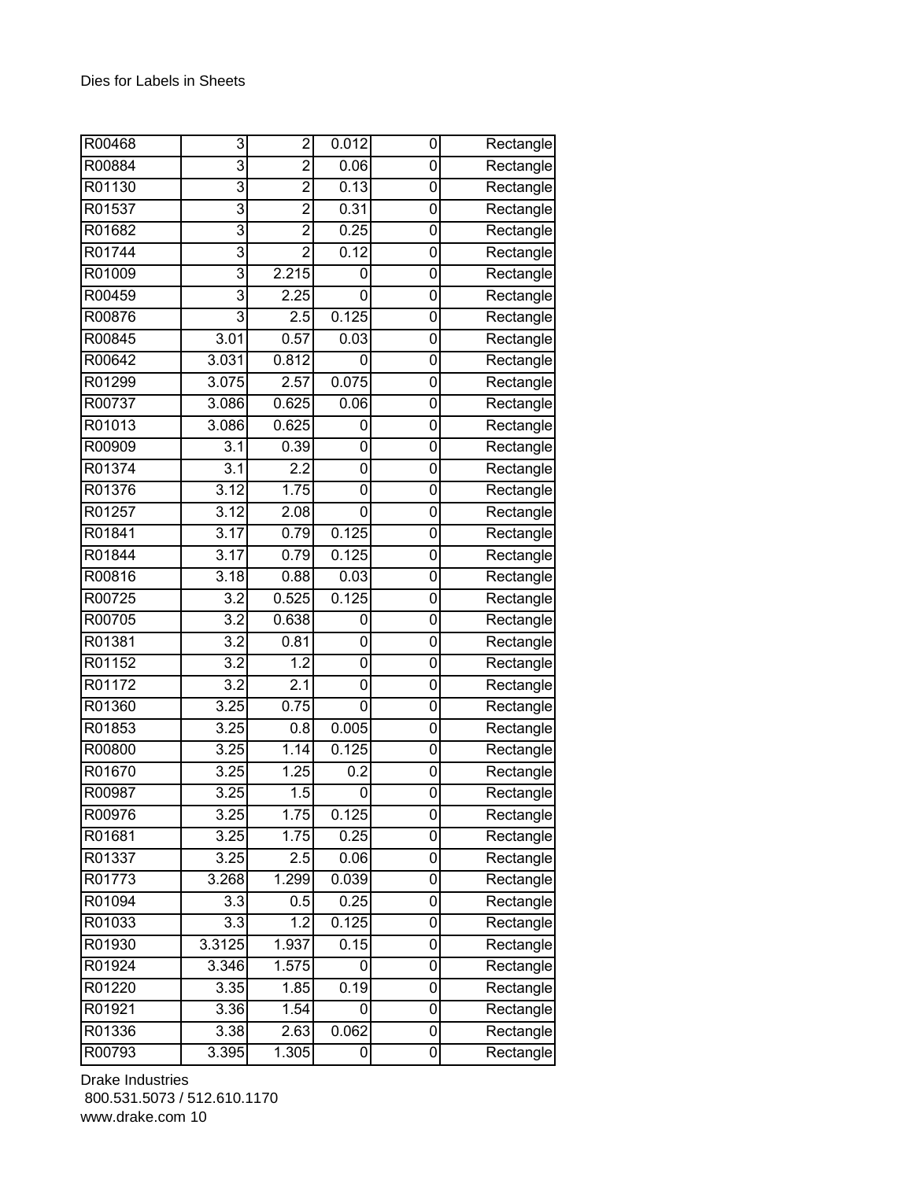Dies for Labels in Sheets

| | | | | | |
|---|---|---|---|---|---|
| R00468 | 3 | 2 | 0.012 | 0 | Rectangle |
| R00884 | 3 | 2 | 0.06 | 0 | Rectangle |
| R01130 | 3 | 2 | 0.13 | 0 | Rectangle |
| R01537 | 3 | 2 | 0.31 | 0 | Rectangle |
| R01682 | 3 | 2 | 0.25 | 0 | Rectangle |
| R01744 | 3 | 2 | 0.12 | 0 | Rectangle |
| R01009 | 3 | 2.215 | 0 | 0 | Rectangle |
| R00459 | 3 | 2.25 | 0 | 0 | Rectangle |
| R00876 | 3 | 2.5 | 0.125 | 0 | Rectangle |
| R00845 | 3.01 | 0.57 | 0.03 | 0 | Rectangle |
| R00642 | 3.031 | 0.812 | 0 | 0 | Rectangle |
| R01299 | 3.075 | 2.57 | 0.075 | 0 | Rectangle |
| R00737 | 3.086 | 0.625 | 0.06 | 0 | Rectangle |
| R01013 | 3.086 | 0.625 | 0 | 0 | Rectangle |
| R00909 | 3.1 | 0.39 | 0 | 0 | Rectangle |
| R01374 | 3.1 | 2.2 | 0 | 0 | Rectangle |
| R01376 | 3.12 | 1.75 | 0 | 0 | Rectangle |
| R01257 | 3.12 | 2.08 | 0 | 0 | Rectangle |
| R01841 | 3.17 | 0.79 | 0.125 | 0 | Rectangle |
| R01844 | 3.17 | 0.79 | 0.125 | 0 | Rectangle |
| R00816 | 3.18 | 0.88 | 0.03 | 0 | Rectangle |
| R00725 | 3.2 | 0.525 | 0.125 | 0 | Rectangle |
| R00705 | 3.2 | 0.638 | 0 | 0 | Rectangle |
| R01381 | 3.2 | 0.81 | 0 | 0 | Rectangle |
| R01152 | 3.2 | 1.2 | 0 | 0 | Rectangle |
| R01172 | 3.2 | 2.1 | 0 | 0 | Rectangle |
| R01360 | 3.25 | 0.75 | 0 | 0 | Rectangle |
| R01853 | 3.25 | 0.8 | 0.005 | 0 | Rectangle |
| R00800 | 3.25 | 1.14 | 0.125 | 0 | Rectangle |
| R01670 | 3.25 | 1.25 | 0.2 | 0 | Rectangle |
| R00987 | 3.25 | 1.5 | 0 | 0 | Rectangle |
| R00976 | 3.25 | 1.75 | 0.125 | 0 | Rectangle |
| R01681 | 3.25 | 1.75 | 0.25 | 0 | Rectangle |
| R01337 | 3.25 | 2.5 | 0.06 | 0 | Rectangle |
| R01773 | 3.268 | 1.299 | 0.039 | 0 | Rectangle |
| R01094 | 3.3 | 0.5 | 0.25 | 0 | Rectangle |
| R01033 | 3.3 | 1.2 | 0.125 | 0 | Rectangle |
| R01930 | 3.3125 | 1.937 | 0.15 | 0 | Rectangle |
| R01924 | 3.346 | 1.575 | 0 | 0 | Rectangle |
| R01220 | 3.35 | 1.85 | 0.19 | 0 | Rectangle |
| R01921 | 3.36 | 1.54 | 0 | 0 | Rectangle |
| R01336 | 3.38 | 2.63 | 0.062 | 0 | Rectangle |
| R00793 | 3.395 | 1.305 | 0 | 0 | Rectangle |

Drake Industries
800.531.5073 / 512.610.1170
www.drake.com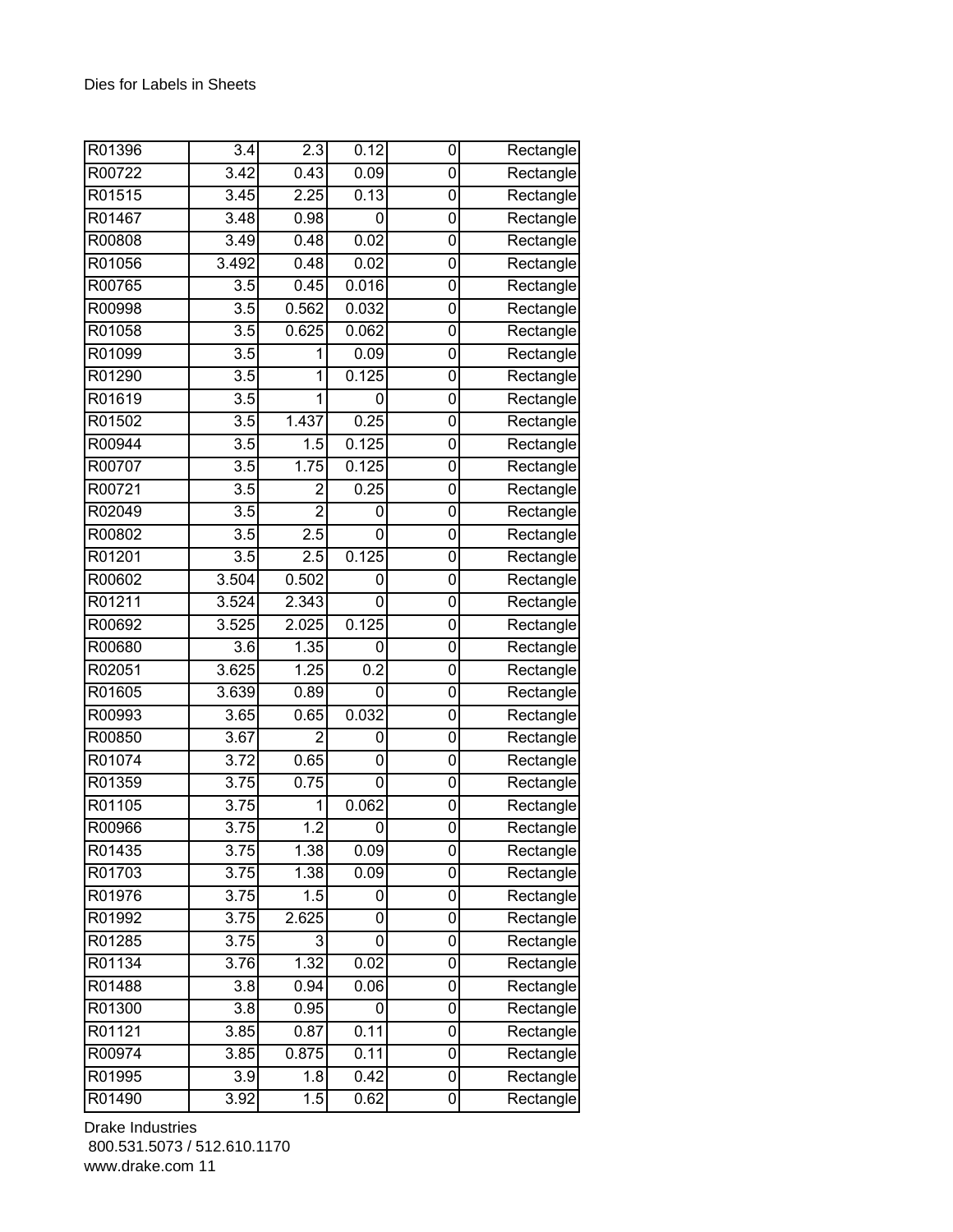Dies for Labels in Sheets

| | | | | | |
|---|---|---|---|---|---|
| R01396 | 3.4 | 2.3 | 0.12 | 0 | Rectangle |
| R00722 | 3.42 | 0.43 | 0.09 | 0 | Rectangle |
| R01515 | 3.45 | 2.25 | 0.13 | 0 | Rectangle |
| R01467 | 3.48 | 0.98 | 0 | 0 | Rectangle |
| R00808 | 3.49 | 0.48 | 0.02 | 0 | Rectangle |
| R01056 | 3.492 | 0.48 | 0.02 | 0 | Rectangle |
| R00765 | 3.5 | 0.45 | 0.016 | 0 | Rectangle |
| R00998 | 3.5 | 0.562 | 0.032 | 0 | Rectangle |
| R01058 | 3.5 | 0.625 | 0.062 | 0 | Rectangle |
| R01099 | 3.5 | 1 | 0.09 | 0 | Rectangle |
| R01290 | 3.5 | 1 | 0.125 | 0 | Rectangle |
| R01619 | 3.5 | 1 | 0 | 0 | Rectangle |
| R01502 | 3.5 | 1.437 | 0.25 | 0 | Rectangle |
| R00944 | 3.5 | 1.5 | 0.125 | 0 | Rectangle |
| R00707 | 3.5 | 1.75 | 0.125 | 0 | Rectangle |
| R00721 | 3.5 | 2 | 0.25 | 0 | Rectangle |
| R02049 | 3.5 | 2 | 0 | 0 | Rectangle |
| R00802 | 3.5 | 2.5 | 0 | 0 | Rectangle |
| R01201 | 3.5 | 2.5 | 0.125 | 0 | Rectangle |
| R00602 | 3.504 | 0.502 | 0 | 0 | Rectangle |
| R01211 | 3.524 | 2.343 | 0 | 0 | Rectangle |
| R00692 | 3.525 | 2.025 | 0.125 | 0 | Rectangle |
| R00680 | 3.6 | 1.35 | 0 | 0 | Rectangle |
| R02051 | 3.625 | 1.25 | 0.2 | 0 | Rectangle |
| R01605 | 3.639 | 0.89 | 0 | 0 | Rectangle |
| R00993 | 3.65 | 0.65 | 0.032 | 0 | Rectangle |
| R00850 | 3.67 | 2 | 0 | 0 | Rectangle |
| R01074 | 3.72 | 0.65 | 0 | 0 | Rectangle |
| R01359 | 3.75 | 0.75 | 0 | 0 | Rectangle |
| R01105 | 3.75 | 1 | 0.062 | 0 | Rectangle |
| R00966 | 3.75 | 1.2 | 0 | 0 | Rectangle |
| R01435 | 3.75 | 1.38 | 0.09 | 0 | Rectangle |
| R01703 | 3.75 | 1.38 | 0.09 | 0 | Rectangle |
| R01976 | 3.75 | 1.5 | 0 | 0 | Rectangle |
| R01992 | 3.75 | 2.625 | 0 | 0 | Rectangle |
| R01285 | 3.75 | 3 | 0 | 0 | Rectangle |
| R01134 | 3.76 | 1.32 | 0.02 | 0 | Rectangle |
| R01488 | 3.8 | 0.94 | 0.06 | 0 | Rectangle |
| R01300 | 3.8 | 0.95 | 0 | 0 | Rectangle |
| R01121 | 3.85 | 0.87 | 0.11 | 0 | Rectangle |
| R00974 | 3.85 | 0.875 | 0.11 | 0 | Rectangle |
| R01995 | 3.9 | 1.8 | 0.42 | 0 | Rectangle |
| R01490 | 3.92 | 1.5 | 0.62 | 0 | Rectangle |

Drake Industries
800.531.5073 / 512.610.1170
www.drake.com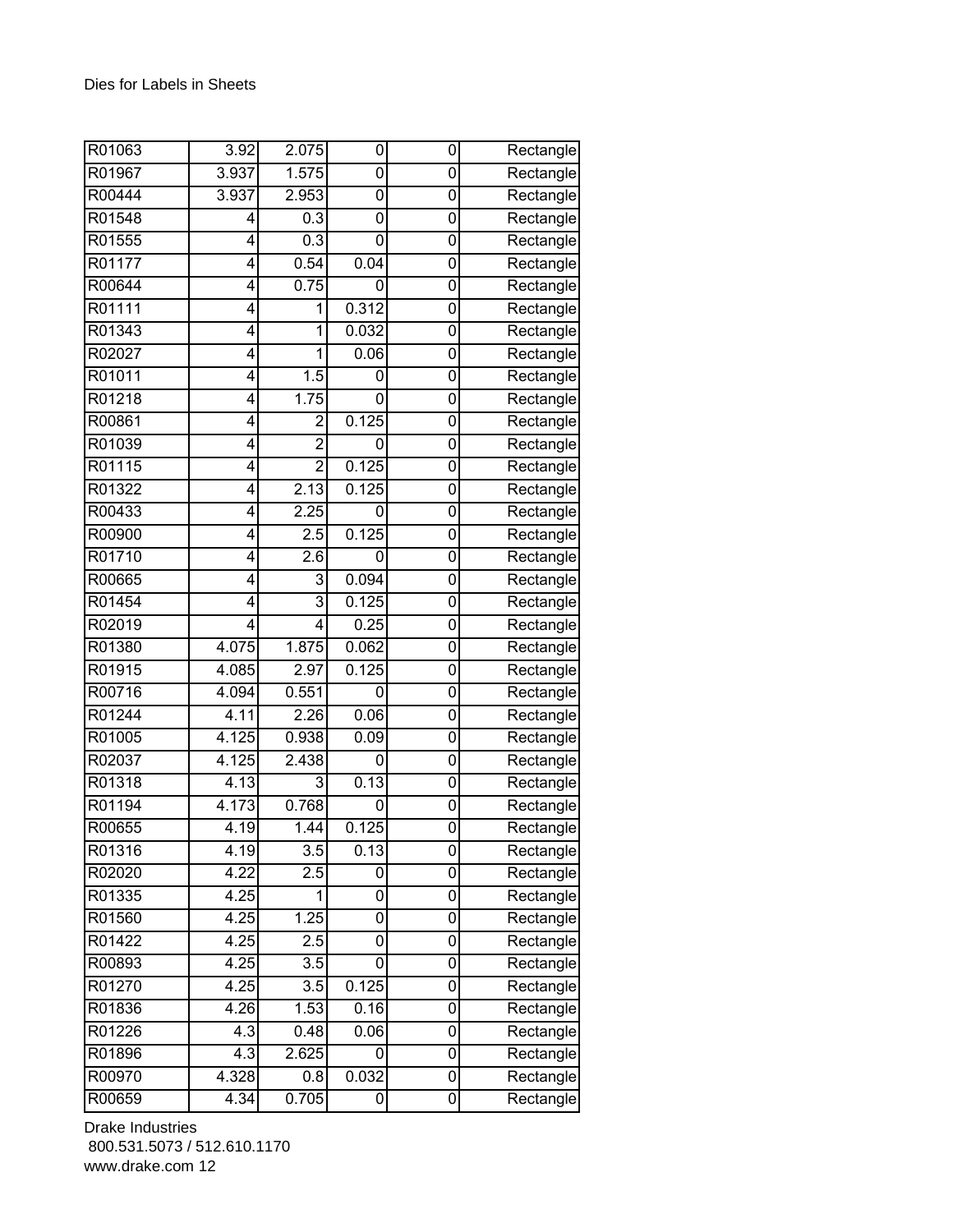Dies for Labels in Sheets

| | | | | | |
|---|---|---|---|---|---|
| R01063 | 3.92 | 2.075 | 0 | 0 | Rectangle |
| R01967 | 3.937 | 1.575 | 0 | 0 | Rectangle |
| R00444 | 3.937 | 2.953 | 0 | 0 | Rectangle |
| R01548 | 4 | 0.3 | 0 | 0 | Rectangle |
| R01555 | 4 | 0.3 | 0 | 0 | Rectangle |
| R01177 | 4 | 0.54 | 0.04 | 0 | Rectangle |
| R00644 | 4 | 0.75 | 0 | 0 | Rectangle |
| R01111 | 4 | 1 | 0.312 | 0 | Rectangle |
| R01343 | 4 | 1 | 0.032 | 0 | Rectangle |
| R02027 | 4 | 1 | 0.06 | 0 | Rectangle |
| R01011 | 4 | 1.5 | 0 | 0 | Rectangle |
| R01218 | 4 | 1.75 | 0 | 0 | Rectangle |
| R00861 | 4 | 2 | 0.125 | 0 | Rectangle |
| R01039 | 4 | 2 | 0 | 0 | Rectangle |
| R01115 | 4 | 2 | 0.125 | 0 | Rectangle |
| R01322 | 4 | 2.13 | 0.125 | 0 | Rectangle |
| R00433 | 4 | 2.25 | 0 | 0 | Rectangle |
| R00900 | 4 | 2.5 | 0.125 | 0 | Rectangle |
| R01710 | 4 | 2.6 | 0 | 0 | Rectangle |
| R00665 | 4 | 3 | 0.094 | 0 | Rectangle |
| R01454 | 4 | 3 | 0.125 | 0 | Rectangle |
| R02019 | 4 | 4 | 0.25 | 0 | Rectangle |
| R01380 | 4.075 | 1.875 | 0.062 | 0 | Rectangle |
| R01915 | 4.085 | 2.97 | 0.125 | 0 | Rectangle |
| R00716 | 4.094 | 0.551 | 0 | 0 | Rectangle |
| R01244 | 4.11 | 2.26 | 0.06 | 0 | Rectangle |
| R01005 | 4.125 | 0.938 | 0.09 | 0 | Rectangle |
| R02037 | 4.125 | 2.438 | 0 | 0 | Rectangle |
| R01318 | 4.13 | 3 | 0.13 | 0 | Rectangle |
| R01194 | 4.173 | 0.768 | 0 | 0 | Rectangle |
| R00655 | 4.19 | 1.44 | 0.125 | 0 | Rectangle |
| R01316 | 4.19 | 3.5 | 0.13 | 0 | Rectangle |
| R02020 | 4.22 | 2.5 | 0 | 0 | Rectangle |
| R01335 | 4.25 | 1 | 0 | 0 | Rectangle |
| R01560 | 4.25 | 1.25 | 0 | 0 | Rectangle |
| R01422 | 4.25 | 2.5 | 0 | 0 | Rectangle |
| R00893 | 4.25 | 3.5 | 0 | 0 | Rectangle |
| R01270 | 4.25 | 3.5 | 0.125 | 0 | Rectangle |
| R01836 | 4.26 | 1.53 | 0.16 | 0 | Rectangle |
| R01226 | 4.3 | 0.48 | 0.06 | 0 | Rectangle |
| R01896 | 4.3 | 2.625 | 0 | 0 | Rectangle |
| R00970 | 4.328 | 0.8 | 0.032 | 0 | Rectangle |
| R00659 | 4.34 | 0.705 | 0 | 0 | Rectangle |

Drake Industries
800.531.5073 / 512.610.1170
www.drake.com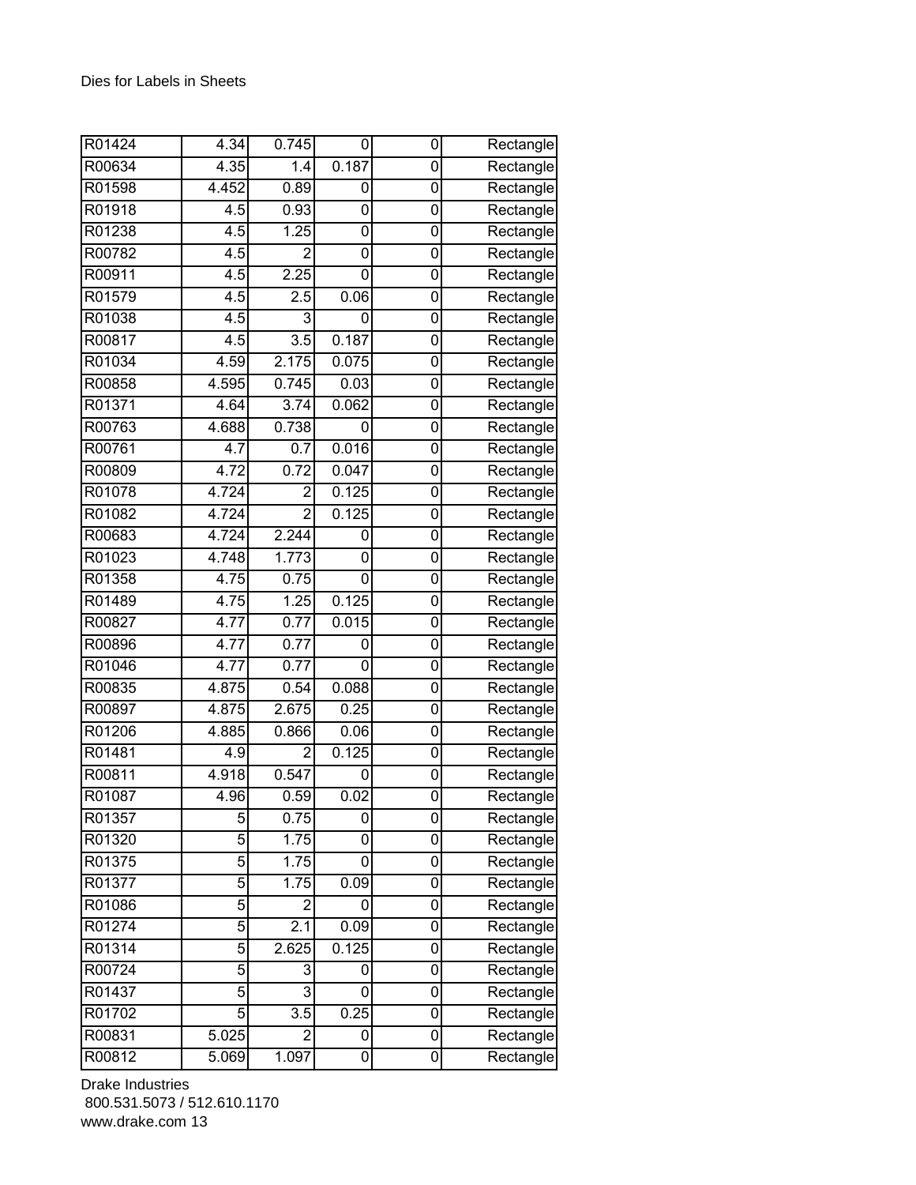Dies for Labels in Sheets

| | | | | | |
|---|---|---|---|---|---|
| R01424 | 4.34 | 0.745 | 0 | 0 | Rectangle |
| R00634 | 4.35 | 1.4 | 0.187 | 0 | Rectangle |
| R01598 | 4.452 | 0.89 | 0 | 0 | Rectangle |
| R01918 | 4.5 | 0.93 | 0 | 0 | Rectangle |
| R01238 | 4.5 | 1.25 | 0 | 0 | Rectangle |
| R00782 | 4.5 | 2 | 0 | 0 | Rectangle |
| R00911 | 4.5 | 2.25 | 0 | 0 | Rectangle |
| R01579 | 4.5 | 2.5 | 0.06 | 0 | Rectangle |
| R01038 | 4.5 | 3 | 0 | 0 | Rectangle |
| R00817 | 4.5 | 3.5 | 0.187 | 0 | Rectangle |
| R01034 | 4.59 | 2.175 | 0.075 | 0 | Rectangle |
| R00858 | 4.595 | 0.745 | 0.03 | 0 | Rectangle |
| R01371 | 4.64 | 3.74 | 0.062 | 0 | Rectangle |
| R00763 | 4.688 | 0.738 | 0 | 0 | Rectangle |
| R00761 | 4.7 | 0.7 | 0.016 | 0 | Rectangle |
| R00809 | 4.72 | 0.72 | 0.047 | 0 | Rectangle |
| R01078 | 4.724 | 2 | 0.125 | 0 | Rectangle |
| R01082 | 4.724 | 2 | 0.125 | 0 | Rectangle |
| R00683 | 4.724 | 2.244 | 0 | 0 | Rectangle |
| R01023 | 4.748 | 1.773 | 0 | 0 | Rectangle |
| R01358 | 4.75 | 0.75 | 0 | 0 | Rectangle |
| R01489 | 4.75 | 1.25 | 0.125 | 0 | Rectangle |
| R00827 | 4.77 | 0.77 | 0.015 | 0 | Rectangle |
| R00896 | 4.77 | 0.77 | 0 | 0 | Rectangle |
| R01046 | 4.77 | 0.77 | 0 | 0 | Rectangle |
| R00835 | 4.875 | 0.54 | 0.088 | 0 | Rectangle |
| R00897 | 4.875 | 2.675 | 0.25 | 0 | Rectangle |
| R01206 | 4.885 | 0.866 | 0.06 | 0 | Rectangle |
| R01481 | 4.9 | 2 | 0.125 | 0 | Rectangle |
| R00811 | 4.918 | 0.547 | 0 | 0 | Rectangle |
| R01087 | 4.96 | 0.59 | 0.02 | 0 | Rectangle |
| R01357 | 5 | 0.75 | 0 | 0 | Rectangle |
| R01320 | 5 | 1.75 | 0 | 0 | Rectangle |
| R01375 | 5 | 1.75 | 0 | 0 | Rectangle |
| R01377 | 5 | 1.75 | 0.09 | 0 | Rectangle |
| R01086 | 5 | 2 | 0 | 0 | Rectangle |
| R01274 | 5 | 2.1 | 0.09 | 0 | Rectangle |
| R01314 | 5 | 2.625 | 0.125 | 0 | Rectangle |
| R00724 | 5 | 3 | 0 | 0 | Rectangle |
| R01437 | 5 | 3 | 0 | 0 | Rectangle |
| R01702 | 5 | 3.5 | 0.25 | 0 | Rectangle |
| R00831 | 5.025 | 2 | 0 | 0 | Rectangle |
| R00812 | 5.069 | 1.097 | 0 | 0 | Rectangle |

Drake Industries
800.531.5073 / 512.610.1170
www.drake.com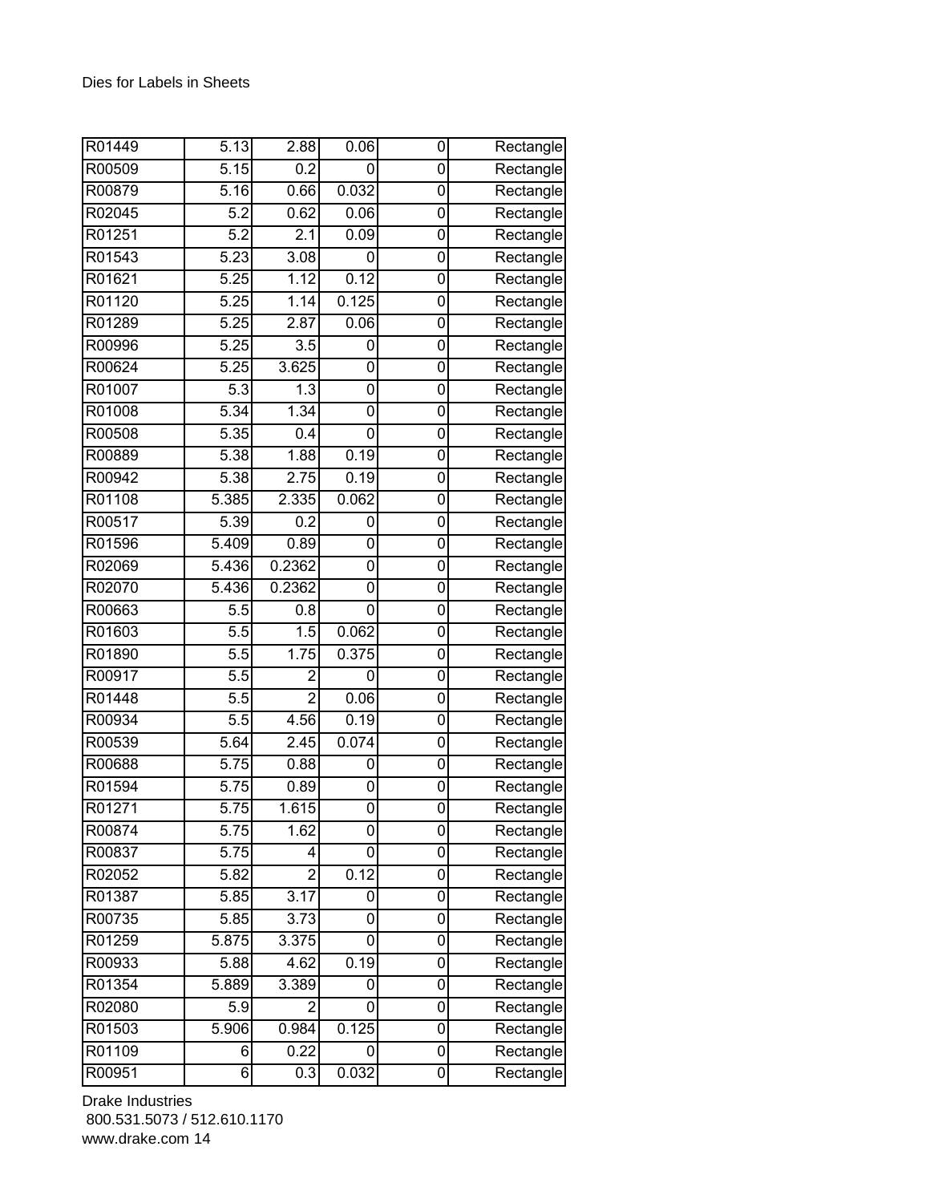Dies for Labels in Sheets

| | | | | | |
|---|---|---|---|---|---|
| R01449 | 5.13 | 2.88 | 0.06 | 0 | Rectangle |
| R00509 | 5.15 | 0.2 | 0 | 0 | Rectangle |
| R00879 | 5.16 | 0.66 | 0.032 | 0 | Rectangle |
| R02045 | 5.2 | 0.62 | 0.06 | 0 | Rectangle |
| R01251 | 5.2 | 2.1 | 0.09 | 0 | Rectangle |
| R01543 | 5.23 | 3.08 | 0 | 0 | Rectangle |
| R01621 | 5.25 | 1.12 | 0.12 | 0 | Rectangle |
| R01120 | 5.25 | 1.14 | 0.125 | 0 | Rectangle |
| R01289 | 5.25 | 2.87 | 0.06 | 0 | Rectangle |
| R00996 | 5.25 | 3.5 | 0 | 0 | Rectangle |
| R00624 | 5.25 | 3.625 | 0 | 0 | Rectangle |
| R01007 | 5.3 | 1.3 | 0 | 0 | Rectangle |
| R01008 | 5.34 | 1.34 | 0 | 0 | Rectangle |
| R00508 | 5.35 | 0.4 | 0 | 0 | Rectangle |
| R00889 | 5.38 | 1.88 | 0.19 | 0 | Rectangle |
| R00942 | 5.38 | 2.75 | 0.19 | 0 | Rectangle |
| R01108 | 5.385 | 2.335 | 0.062 | 0 | Rectangle |
| R00517 | 5.39 | 0.2 | 0 | 0 | Rectangle |
| R01596 | 5.409 | 0.89 | 0 | 0 | Rectangle |
| R02069 | 5.436 | 0.2362 | 0 | 0 | Rectangle |
| R02070 | 5.436 | 0.2362 | 0 | 0 | Rectangle |
| R00663 | 5.5 | 0.8 | 0 | 0 | Rectangle |
| R01603 | 5.5 | 1.5 | 0.062 | 0 | Rectangle |
| R01890 | 5.5 | 1.75 | 0.375 | 0 | Rectangle |
| R00917 | 5.5 | 2 | 0 | 0 | Rectangle |
| R01448 | 5.5 | 2 | 0.06 | 0 | Rectangle |
| R00934 | 5.5 | 4.56 | 0.19 | 0 | Rectangle |
| R00539 | 5.64 | 2.45 | 0.074 | 0 | Rectangle |
| R00688 | 5.75 | 0.88 | 0 | 0 | Rectangle |
| R01594 | 5.75 | 0.89 | 0 | 0 | Rectangle |
| R01271 | 5.75 | 1.615 | 0 | 0 | Rectangle |
| R00874 | 5.75 | 1.62 | 0 | 0 | Rectangle |
| R00837 | 5.75 | 4 | 0 | 0 | Rectangle |
| R02052 | 5.82 | 2 | 0.12 | 0 | Rectangle |
| R01387 | 5.85 | 3.17 | 0 | 0 | Rectangle |
| R00735 | 5.85 | 3.73 | 0 | 0 | Rectangle |
| R01259 | 5.875 | 3.375 | 0 | 0 | Rectangle |
| R00933 | 5.88 | 4.62 | 0.19 | 0 | Rectangle |
| R01354 | 5.889 | 3.389 | 0 | 0 | Rectangle |
| R02080 | 5.9 | 2 | 0 | 0 | Rectangle |
| R01503 | 5.906 | 0.984 | 0.125 | 0 | Rectangle |
| R01109 | 6 | 0.22 | 0 | 0 | Rectangle |
| R00951 | 6 | 0.3 | 0.032 | 0 | Rectangle |

Drake Industries
800.531.5073 / 512.610.1170
www.drake.com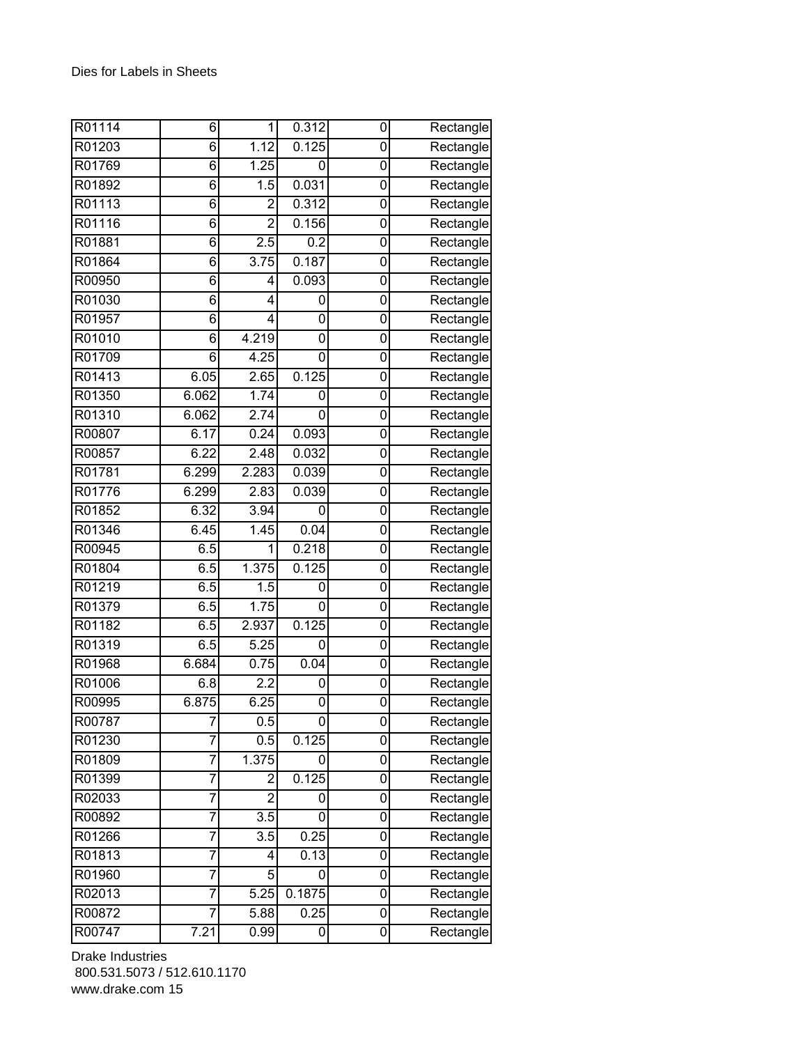Dies for Labels in Sheets

| | | | | | |
|---|---|---|---|---|---|
| R01114 | 6 | 1 | 0.312 | 0 | Rectangle |
| R01203 | 6 | 1.12 | 0.125 | 0 | Rectangle |
| R01769 | 6 | 1.25 | 0 | 0 | Rectangle |
| R01892 | 6 | 1.5 | 0.031 | 0 | Rectangle |
| R01113 | 6 | 2 | 0.312 | 0 | Rectangle |
| R01116 | 6 | 2 | 0.156 | 0 | Rectangle |
| R01881 | 6 | 2.5 | 0.2 | 0 | Rectangle |
| R01864 | 6 | 3.75 | 0.187 | 0 | Rectangle |
| R00950 | 6 | 4 | 0.093 | 0 | Rectangle |
| R01030 | 6 | 4 | 0 | 0 | Rectangle |
| R01957 | 6 | 4 | 0 | 0 | Rectangle |
| R01010 | 6 | 4.219 | 0 | 0 | Rectangle |
| R01709 | 6 | 4.25 | 0 | 0 | Rectangle |
| R01413 | 6.05 | 2.65 | 0.125 | 0 | Rectangle |
| R01350 | 6.062 | 1.74 | 0 | 0 | Rectangle |
| R01310 | 6.062 | 2.74 | 0 | 0 | Rectangle |
| R00807 | 6.17 | 0.24 | 0.093 | 0 | Rectangle |
| R00857 | 6.22 | 2.48 | 0.032 | 0 | Rectangle |
| R01781 | 6.299 | 2.283 | 0.039 | 0 | Rectangle |
| R01776 | 6.299 | 2.83 | 0.039 | 0 | Rectangle |
| R01852 | 6.32 | 3.94 | 0 | 0 | Rectangle |
| R01346 | 6.45 | 1.45 | 0.04 | 0 | Rectangle |
| R00945 | 6.5 | 1 | 0.218 | 0 | Rectangle |
| R01804 | 6.5 | 1.375 | 0.125 | 0 | Rectangle |
| R01219 | 6.5 | 1.5 | 0 | 0 | Rectangle |
| R01379 | 6.5 | 1.75 | 0 | 0 | Rectangle |
| R01182 | 6.5 | 2.937 | 0.125 | 0 | Rectangle |
| R01319 | 6.5 | 5.25 | 0 | 0 | Rectangle |
| R01968 | 6.684 | 0.75 | 0.04 | 0 | Rectangle |
| R01006 | 6.8 | 2.2 | 0 | 0 | Rectangle |
| R00995 | 6.875 | 6.25 | 0 | 0 | Rectangle |
| R00787 | 7 | 0.5 | 0 | 0 | Rectangle |
| R01230 | 7 | 0.5 | 0.125 | 0 | Rectangle |
| R01809 | 7 | 1.375 | 0 | 0 | Rectangle |
| R01399 | 7 | 2 | 0.125 | 0 | Rectangle |
| R02033 | 7 | 2 | 0 | 0 | Rectangle |
| R00892 | 7 | 3.5 | 0 | 0 | Rectangle |
| R01266 | 7 | 3.5 | 0.25 | 0 | Rectangle |
| R01813 | 7 | 4 | 0.13 | 0 | Rectangle |
| R01960 | 7 | 5 | 0 | 0 | Rectangle |
| R02013 | 7 | 5.25 | 0.1875 | 0 | Rectangle |
| R00872 | 7 | 5.88 | 0.25 | 0 | Rectangle |
| R00747 | 7.21 | 0.99 | 0 | 0 | Rectangle |

Drake Industries
800.531.5073 / 512.610.1170
www.drake.com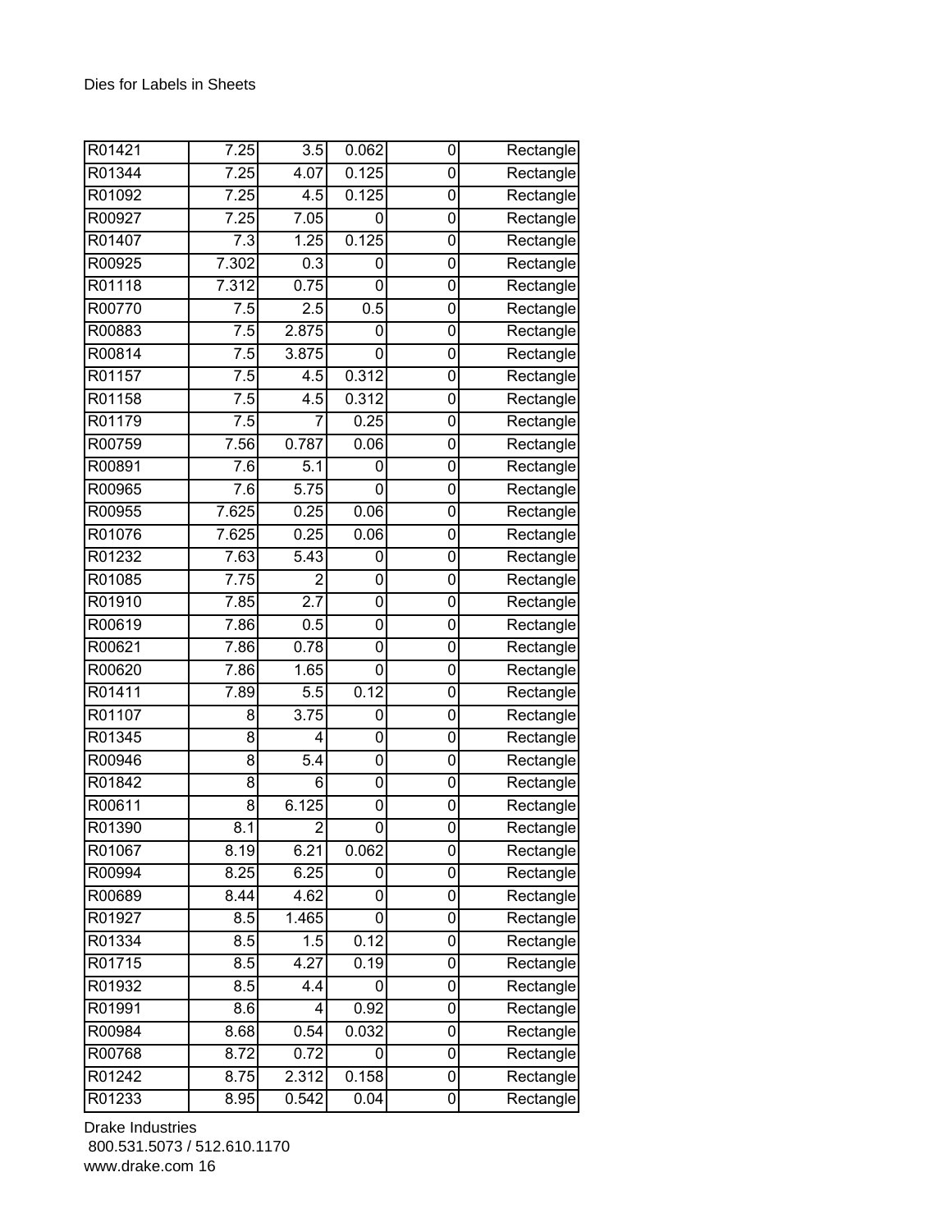Dies for Labels in Sheets

| | | | | | |
|---|---|---|---|---|---|
| R01421 | 7.25 | 3.5 | 0.062 | 0 | Rectangle |
| R01344 | 7.25 | 4.07 | 0.125 | 0 | Rectangle |
| R01092 | 7.25 | 4.5 | 0.125 | 0 | Rectangle |
| R00927 | 7.25 | 7.05 | 0 | 0 | Rectangle |
| R01407 | 7.3 | 1.25 | 0.125 | 0 | Rectangle |
| R00925 | 7.302 | 0.3 | 0 | 0 | Rectangle |
| R01118 | 7.312 | 0.75 | 0 | 0 | Rectangle |
| R00770 | 7.5 | 2.5 | 0.5 | 0 | Rectangle |
| R00883 | 7.5 | 2.875 | 0 | 0 | Rectangle |
| R00814 | 7.5 | 3.875 | 0 | 0 | Rectangle |
| R01157 | 7.5 | 4.5 | 0.312 | 0 | Rectangle |
| R01158 | 7.5 | 4.5 | 0.312 | 0 | Rectangle |
| R01179 | 7.5 | 7 | 0.25 | 0 | Rectangle |
| R00759 | 7.56 | 0.787 | 0.06 | 0 | Rectangle |
| R00891 | 7.6 | 5.1 | 0 | 0 | Rectangle |
| R00965 | 7.6 | 5.75 | 0 | 0 | Rectangle |
| R00955 | 7.625 | 0.25 | 0.06 | 0 | Rectangle |
| R01076 | 7.625 | 0.25 | 0.06 | 0 | Rectangle |
| R01232 | 7.63 | 5.43 | 0 | 0 | Rectangle |
| R01085 | 7.75 | 2 | 0 | 0 | Rectangle |
| R01910 | 7.85 | 2.7 | 0 | 0 | Rectangle |
| R00619 | 7.86 | 0.5 | 0 | 0 | Rectangle |
| R00621 | 7.86 | 0.78 | 0 | 0 | Rectangle |
| R00620 | 7.86 | 1.65 | 0 | 0 | Rectangle |
| R01411 | 7.89 | 5.5 | 0.12 | 0 | Rectangle |
| R01107 | 8 | 3.75 | 0 | 0 | Rectangle |
| R01345 | 8 | 4 | 0 | 0 | Rectangle |
| R00946 | 8 | 5.4 | 0 | 0 | Rectangle |
| R01842 | 8 | 6 | 0 | 0 | Rectangle |
| R00611 | 8 | 6.125 | 0 | 0 | Rectangle |
| R01390 | 8.1 | 2 | 0 | 0 | Rectangle |
| R01067 | 8.19 | 6.21 | 0.062 | 0 | Rectangle |
| R00994 | 8.25 | 6.25 | 0 | 0 | Rectangle |
| R00689 | 8.44 | 4.62 | 0 | 0 | Rectangle |
| R01927 | 8.5 | 1.465 | 0 | 0 | Rectangle |
| R01334 | 8.5 | 1.5 | 0.12 | 0 | Rectangle |
| R01715 | 8.5 | 4.27 | 0.19 | 0 | Rectangle |
| R01932 | 8.5 | 4.4 | 0 | 0 | Rectangle |
| R01991 | 8.6 | 4 | 0.92 | 0 | Rectangle |
| R00984 | 8.68 | 0.54 | 0.032 | 0 | Rectangle |
| R00768 | 8.72 | 0.72 | 0 | 0 | Rectangle |
| R01242 | 8.75 | 2.312 | 0.158 | 0 | Rectangle |
| R01233 | 8.95 | 0.542 | 0.04 | 0 | Rectangle |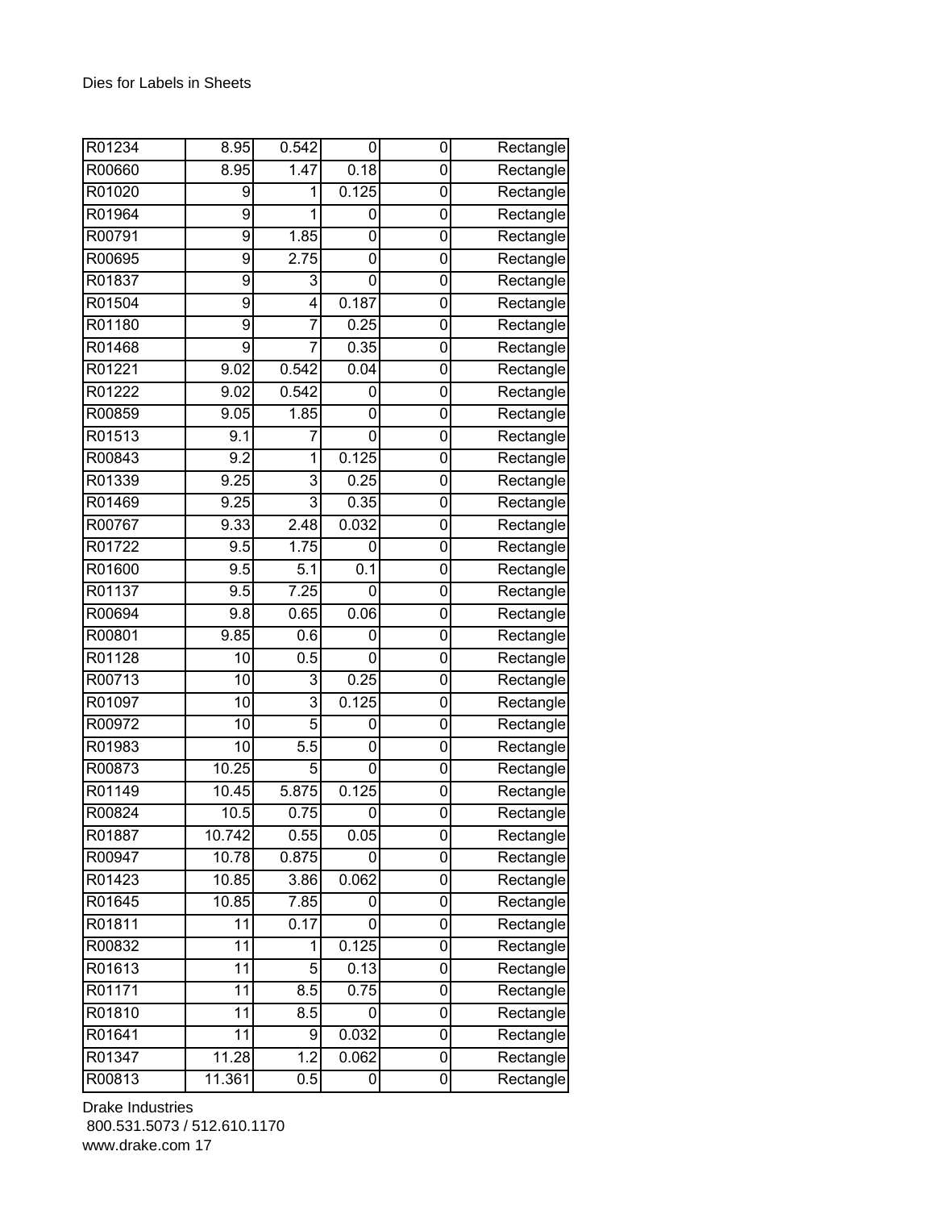Dies for Labels in Sheets

| | | | | | |
|---|---|---|---|---|---|
| R01234 | 8.95 | 0.542 | 0 | 0 | Rectangle |
| R00660 | 8.95 | 1.47 | 0.18 | 0 | Rectangle |
| R01020 | 9 | 1 | 0.125 | 0 | Rectangle |
| R01964 | 9 | 1 | 0 | 0 | Rectangle |
| R00791 | 9 | 1.85 | 0 | 0 | Rectangle |
| R00695 | 9 | 2.75 | 0 | 0 | Rectangle |
| R01837 | 9 | 3 | 0 | 0 | Rectangle |
| R01504 | 9 | 4 | 0.187 | 0 | Rectangle |
| R01180 | 9 | 7 | 0.25 | 0 | Rectangle |
| R01468 | 9 | 7 | 0.35 | 0 | Rectangle |
| R01221 | 9.02 | 0.542 | 0.04 | 0 | Rectangle |
| R01222 | 9.02 | 0.542 | 0 | 0 | Rectangle |
| R00859 | 9.05 | 1.85 | 0 | 0 | Rectangle |
| R01513 | 9.1 | 7 | 0 | 0 | Rectangle |
| R00843 | 9.2 | 1 | 0.125 | 0 | Rectangle |
| R01339 | 9.25 | 3 | 0.25 | 0 | Rectangle |
| R01469 | 9.25 | 3 | 0.35 | 0 | Rectangle |
| R00767 | 9.33 | 2.48 | 0.032 | 0 | Rectangle |
| R01722 | 9.5 | 1.75 | 0 | 0 | Rectangle |
| R01600 | 9.5 | 5.1 | 0.1 | 0 | Rectangle |
| R01137 | 9.5 | 7.25 | 0 | 0 | Rectangle |
| R00694 | 9.8 | 0.65 | 0.06 | 0 | Rectangle |
| R00801 | 9.85 | 0.6 | 0 | 0 | Rectangle |
| R01128 | 10 | 0.5 | 0 | 0 | Rectangle |
| R00713 | 10 | 3 | 0.25 | 0 | Rectangle |
| R01097 | 10 | 3 | 0.125 | 0 | Rectangle |
| R00972 | 10 | 5 | 0 | 0 | Rectangle |
| R01983 | 10 | 5.5 | 0 | 0 | Rectangle |
| R00873 | 10.25 | 5 | 0 | 0 | Rectangle |
| R01149 | 10.45 | 5.875 | 0.125 | 0 | Rectangle |
| R00824 | 10.5 | 0.75 | 0 | 0 | Rectangle |
| R01887 | 10.742 | 0.55 | 0.05 | 0 | Rectangle |
| R00947 | 10.78 | 0.875 | 0 | 0 | Rectangle |
| R01423 | 10.85 | 3.86 | 0.062 | 0 | Rectangle |
| R01645 | 10.85 | 7.85 | 0 | 0 | Rectangle |
| R01811 | 11 | 0.17 | 0 | 0 | Rectangle |
| R00832 | 11 | 1 | 0.125 | 0 | Rectangle |
| R01613 | 11 | 5 | 0.13 | 0 | Rectangle |
| R01171 | 11 | 8.5 | 0.75 | 0 | Rectangle |
| R01810 | 11 | 8.5 | 0 | 0 | Rectangle |
| R01641 | 11 | 9 | 0.032 | 0 | Rectangle |
| R01347 | 11.28 | 1.2 | 0.062 | 0 | Rectangle |
| R00813 | 11.361 | 0.5 | 0 | 0 | Rectangle |

Drake Industries
800.531.5073 / 512.610.1170
www.drake.com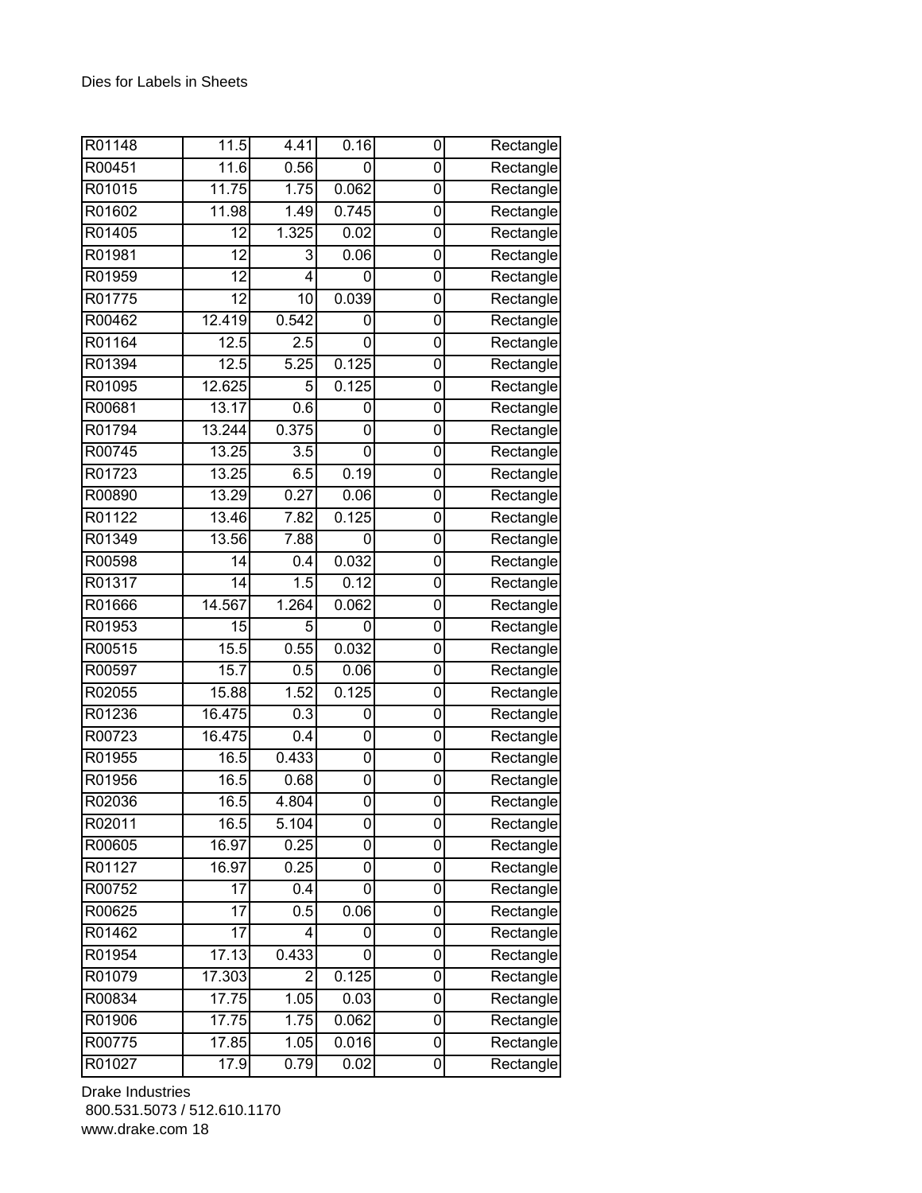Dies for Labels in Sheets

| | | | | | |
|---|---|---|---|---|---|
| R01148 | 11.5 | 4.41 | 0.16 | 0 | Rectangle |
| R00451 | 11.6 | 0.56 | 0 | 0 | Rectangle |
| R01015 | 11.75 | 1.75 | 0.062 | 0 | Rectangle |
| R01602 | 11.98 | 1.49 | 0.745 | 0 | Rectangle |
| R01405 | 12 | 1.325 | 0.02 | 0 | Rectangle |
| R01981 | 12 | 3 | 0.06 | 0 | Rectangle |
| R01959 | 12 | 4 | 0 | 0 | Rectangle |
| R01775 | 12 | 10 | 0.039 | 0 | Rectangle |
| R00462 | 12.419 | 0.542 | 0 | 0 | Rectangle |
| R01164 | 12.5 | 2.5 | 0 | 0 | Rectangle |
| R01394 | 12.5 | 5.25 | 0.125 | 0 | Rectangle |
| R01095 | 12.625 | 5 | 0.125 | 0 | Rectangle |
| R00681 | 13.17 | 0.6 | 0 | 0 | Rectangle |
| R01794 | 13.244 | 0.375 | 0 | 0 | Rectangle |
| R00745 | 13.25 | 3.5 | 0 | 0 | Rectangle |
| R01723 | 13.25 | 6.5 | 0.19 | 0 | Rectangle |
| R00890 | 13.29 | 0.27 | 0.06 | 0 | Rectangle |
| R01122 | 13.46 | 7.82 | 0.125 | 0 | Rectangle |
| R01349 | 13.56 | 7.88 | 0 | 0 | Rectangle |
| R00598 | 14 | 0.4 | 0.032 | 0 | Rectangle |
| R01317 | 14 | 1.5 | 0.12 | 0 | Rectangle |
| R01666 | 14.567 | 1.264 | 0.062 | 0 | Rectangle |
| R01953 | 15 | 5 | 0 | 0 | Rectangle |
| R00515 | 15.5 | 0.55 | 0.032 | 0 | Rectangle |
| R00597 | 15.7 | 0.5 | 0.06 | 0 | Rectangle |
| R02055 | 15.88 | 1.52 | 0.125 | 0 | Rectangle |
| R01236 | 16.475 | 0.3 | 0 | 0 | Rectangle |
| R00723 | 16.475 | 0.4 | 0 | 0 | Rectangle |
| R01955 | 16.5 | 0.433 | 0 | 0 | Rectangle |
| R01956 | 16.5 | 0.68 | 0 | 0 | Rectangle |
| R02036 | 16.5 | 4.804 | 0 | 0 | Rectangle |
| R02011 | 16.5 | 5.104 | 0 | 0 | Rectangle |
| R00605 | 16.97 | 0.25 | 0 | 0 | Rectangle |
| R01127 | 16.97 | 0.25 | 0 | 0 | Rectangle |
| R00752 | 17 | 0.4 | 0 | 0 | Rectangle |
| R00625 | 17 | 0.5 | 0.06 | 0 | Rectangle |
| R01462 | 17 | 4 | 0 | 0 | Rectangle |
| R01954 | 17.13 | 0.433 | 0 | 0 | Rectangle |
| R01079 | 17.303 | 2 | 0.125 | 0 | Rectangle |
| R00834 | 17.75 | 1.05 | 0.03 | 0 | Rectangle |
| R01906 | 17.75 | 1.75 | 0.062 | 0 | Rectangle |
| R00775 | 17.85 | 1.05 | 0.016 | 0 | Rectangle |
| R01027 | 17.9 | 0.79 | 0.02 | 0 | Rectangle |

Drake Industries
800.531.5073 / 512.610.1170
www.drake.com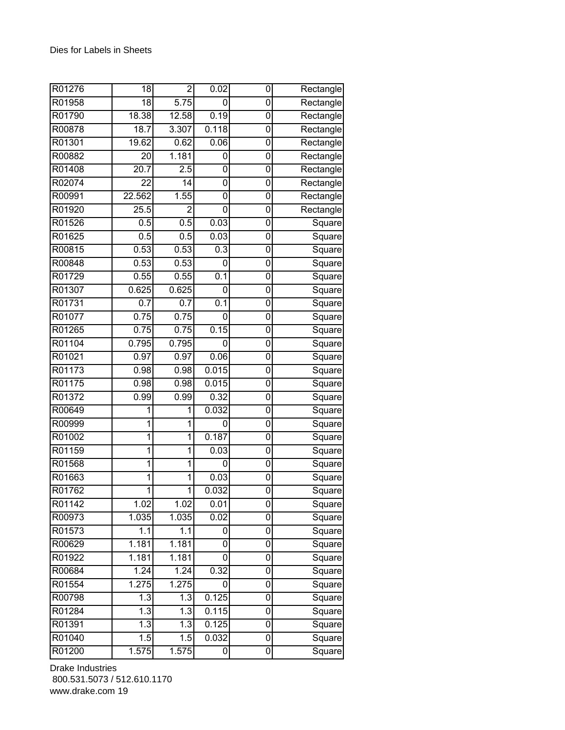Dies for Labels in Sheets

| | | | | | |
|---|---|---|---|---|---|
| R01276 | 18 | 2 | 0.02 | 0 | Rectangle |
| R01958 | 18 | 5.75 | 0 | 0 | Rectangle |
| R01790 | 18.38 | 12.58 | 0.19 | 0 | Rectangle |
| R00878 | 18.7 | 3.307 | 0.118 | 0 | Rectangle |
| R01301 | 19.62 | 0.62 | 0.06 | 0 | Rectangle |
| R00882 | 20 | 1.181 | 0 | 0 | Rectangle |
| R01408 | 20.7 | 2.5 | 0 | 0 | Rectangle |
| R02074 | 22 | 14 | 0 | 0 | Rectangle |
| R00991 | 22.562 | 1.55 | 0 | 0 | Rectangle |
| R01920 | 25.5 | 2 | 0 | 0 | Rectangle |
| R01526 | 0.5 | 0.5 | 0.03 | 0 | Square |
| R01625 | 0.5 | 0.5 | 0.03 | 0 | Square |
| R00815 | 0.53 | 0.53 | 0.3 | 0 | Square |
| R00848 | 0.53 | 0.53 | 0 | 0 | Square |
| R01729 | 0.55 | 0.55 | 0.1 | 0 | Square |
| R01307 | 0.625 | 0.625 | 0 | 0 | Square |
| R01731 | 0.7 | 0.7 | 0.1 | 0 | Square |
| R01077 | 0.75 | 0.75 | 0 | 0 | Square |
| R01265 | 0.75 | 0.75 | 0.15 | 0 | Square |
| R01104 | 0.795 | 0.795 | 0 | 0 | Square |
| R01021 | 0.97 | 0.97 | 0.06 | 0 | Square |
| R01173 | 0.98 | 0.98 | 0.015 | 0 | Square |
| R01175 | 0.98 | 0.98 | 0.015 | 0 | Square |
| R01372 | 0.99 | 0.99 | 0.32 | 0 | Square |
| R00649 | 1 | 1 | 0.032 | 0 | Square |
| R00999 | 1 | 1 | 0 | 0 | Square |
| R01002 | 1 | 1 | 0.187 | 0 | Square |
| R01159 | 1 | 1 | 0.03 | 0 | Square |
| R01568 | 1 | 1 | 0 | 0 | Square |
| R01663 | 1 | 1 | 0.03 | 0 | Square |
| R01762 | 1 | 1 | 0.032 | 0 | Square |
| R01142 | 1.02 | 1.02 | 0.01 | 0 | Square |
| R00973 | 1.035 | 1.035 | 0.02 | 0 | Square |
| R01573 | 1.1 | 1.1 | 0 | 0 | Square |
| R00629 | 1.181 | 1.181 | 0 | 0 | Square |
| R01922 | 1.181 | 1.181 | 0 | 0 | Square |
| R00684 | 1.24 | 1.24 | 0.32 | 0 | Square |
| R01554 | 1.275 | 1.275 | 0 | 0 | Square |
| R00798 | 1.3 | 1.3 | 0.125 | 0 | Square |
| R01284 | 1.3 | 1.3 | 0.115 | 0 | Square |
| R01391 | 1.3 | 1.3 | 0.125 | 0 | Square |
| R01040 | 1.5 | 1.5 | 0.032 | 0 | Square |
| R01200 | 1.575 | 1.575 | 0 | 0 | Square |

Drake Industries
800.531.5073 / 512.610.1170
www.drake.com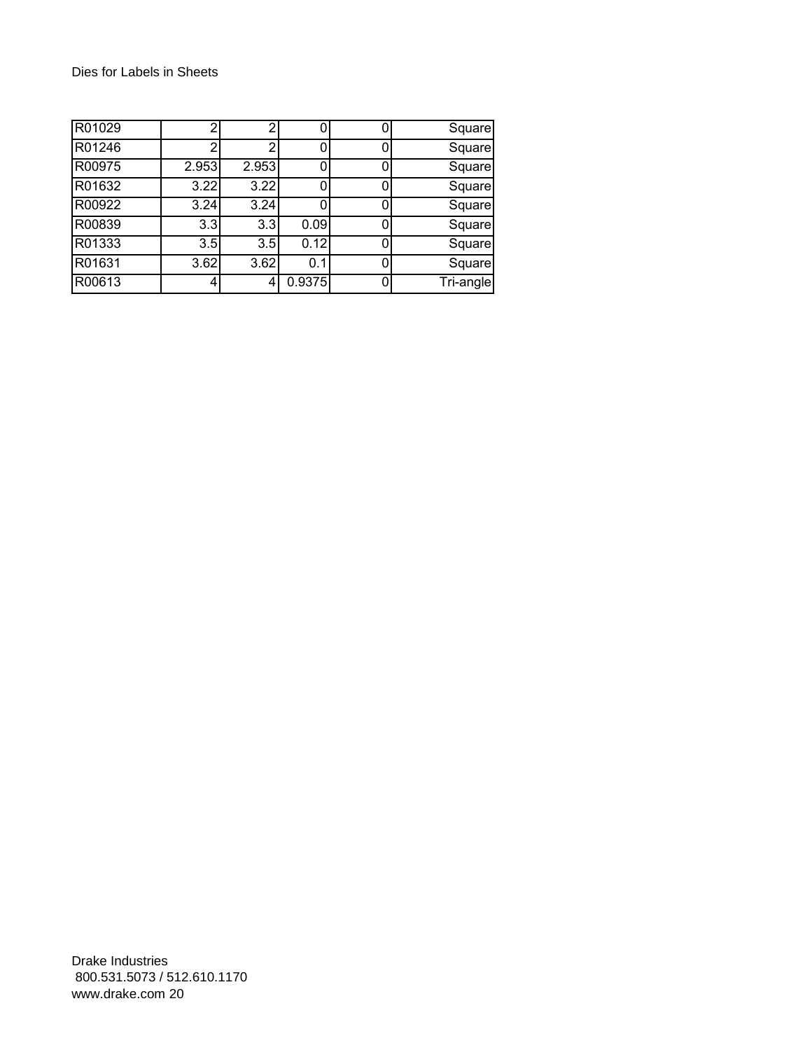Dies for Labels in Sheets

| | | | | | |
|---|---|---|---|---|---|
| R01029 | 2 | 2 | 0 | 0 | Square |
| R01246 | 2 | 2 | 0 | 0 | Square |
| R00975 | 2.953 | 2.953 | 0 | 0 | Square |
| R01632 | 3.22 | 3.22 | 0 | 0 | Square |
| R00922 | 3.24 | 3.24 | 0 | 0 | Square |
| R00839 | 3.3 | 3.3 | 0.09 | 0 | Square |
| R01333 | 3.5 | 3.5 | 0.12 | 0 | Square |
| R01631 | 3.62 | 3.62 | 0.1 | 0 | Square |
| R00613 | 4 | 4 | 0.9375 | 0 | Tri-angle |

Drake Industries
800.531.5073 / 512.610.1170
www.drake.com